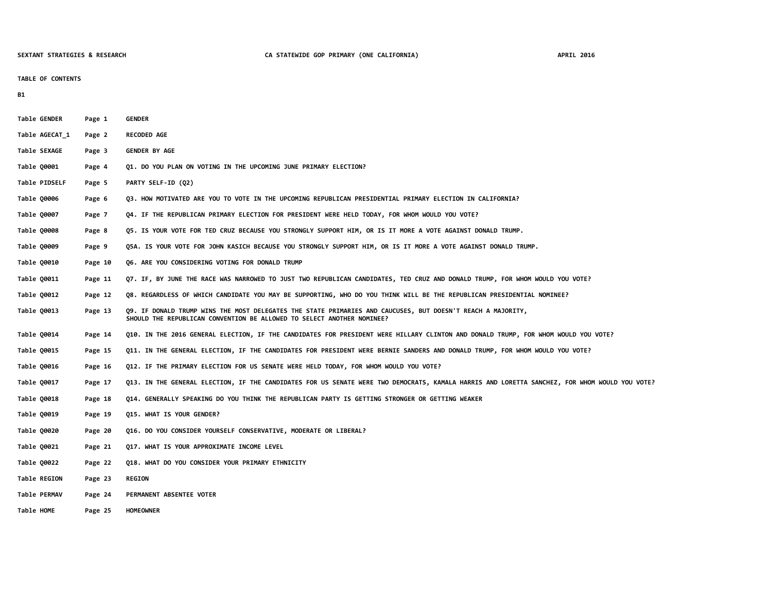SEXTANT STRATEGIES & RESEARCH CA STATEWIDE GOP PRIMARY (ONE CALIFORNIA) APRIL 2016

# TABLE OF CONTENTS

B1

| Table | Page | Title |
|---|---|---|
| Table GENDER | Page 1 | GENDER |
| Table AGECAT_1 | Page 2 | RECODED AGE |
| Table SEXAGE | Page 3 | GENDER BY AGE |
| Table Q0001 | Page 4 | Q1. DO YOU PLAN ON VOTING IN THE UPCOMING JUNE PRIMARY ELECTION? |
| Table PIDSELF | Page 5 | PARTY SELF-ID (Q2) |
| Table Q0006 | Page 6 | Q3. HOW MOTIVATED ARE YOU TO VOTE IN THE UPCOMING REPUBLICAN PRESIDENTIAL PRIMARY ELECTION IN CALIFORNIA? |
| Table Q0007 | Page 7 | Q4. IF THE REPUBLICAN PRIMARY ELECTION FOR PRESIDENT WERE HELD TODAY, FOR WHOM WOULD YOU VOTE? |
| Table Q0008 | Page 8 | Q5. IS YOUR VOTE FOR TED CRUZ BECAUSE YOU STRONGLY SUPPORT HIM, OR IS IT MORE A VOTE AGAINST DONALD TRUMP. |
| Table Q0009 | Page 9 | Q5A. IS YOUR VOTE FOR JOHN KASICH BECAUSE YOU STRONGLY SUPPORT HIM, OR IS IT MORE A VOTE AGAINST DONALD TRUMP. |
| Table Q0010 | Page 10 | Q6. ARE YOU CONSIDERING VOTING FOR DONALD TRUMP |
| Table Q0011 | Page 11 | Q7. IF, BY JUNE THE RACE WAS NARROWED TO JUST TWO REPUBLICAN CANDIDATES, TED CRUZ AND DONALD TRUMP, FOR WHOM WOULD YOU VOTE? |
| Table Q0012 | Page 12 | Q8. REGARDLESS OF WHICH CANDIDATE YOU MAY BE SUPPORTING, WHO DO YOU THINK WILL BE THE REPUBLICAN PRESIDENTIAL NOMINEE? |
| Table Q0013 | Page 13 | Q9. IF DONALD TRUMP WINS THE MOST DELEGATES THE STATE PRIMARIES AND CAUCUSES, BUT DOESN'T REACH A MAJORITY, SHOULD THE REPUBLICAN CONVENTION BE ALLOWED TO SELECT ANOTHER NOMINEE? |
| Table Q0014 | Page 14 | Q10. IN THE 2016 GENERAL ELECTION, IF THE CANDIDATES FOR PRESIDENT WERE HILLARY CLINTON AND DONALD TRUMP, FOR WHOM WOULD YOU VOTE? |
| Table Q0015 | Page 15 | Q11. IN THE GENERAL ELECTION, IF THE CANDIDATES FOR PRESIDENT WERE BERNIE SANDERS AND DONALD TRUMP, FOR WHOM WOULD YOU VOTE? |
| Table Q0016 | Page 16 | Q12. IF THE PRIMARY ELECTION FOR US SENATE WERE HELD TODAY, FOR WHOM WOULD YOU VOTE? |
| Table Q0017 | Page 17 | Q13. IN THE GENERAL ELECTION, IF THE CANDIDATES FOR US SENATE WERE TWO DEMOCRATS, KAMALA HARRIS AND LORETTA SANCHEZ, FOR WHOM WOULD YOU VOTE? |
| Table Q0018 | Page 18 | Q14. GENERALLY SPEAKING DO YOU THINK THE REPUBLICAN PARTY IS GETTING STRONGER OR GETTING WEAKER |
| Table Q0019 | Page 19 | Q15. WHAT IS YOUR GENDER? |
| Table Q0020 | Page 20 | Q16. DO YOU CONSIDER YOURSELF CONSERVATIVE, MODERATE OR LIBERAL? |
| Table Q0021 | Page 21 | Q17. WHAT IS YOUR APPROXIMATE INCOME LEVEL |
| Table Q0022 | Page 22 | Q18. WHAT DO YOU CONSIDER YOUR PRIMARY ETHNICITY |
| Table REGION | Page 23 | REGION |
| Table PERMAV | Page 24 | PERMANENT ABSENTEE VOTER |
| Table HOME | Page 25 | HOMEOWNER |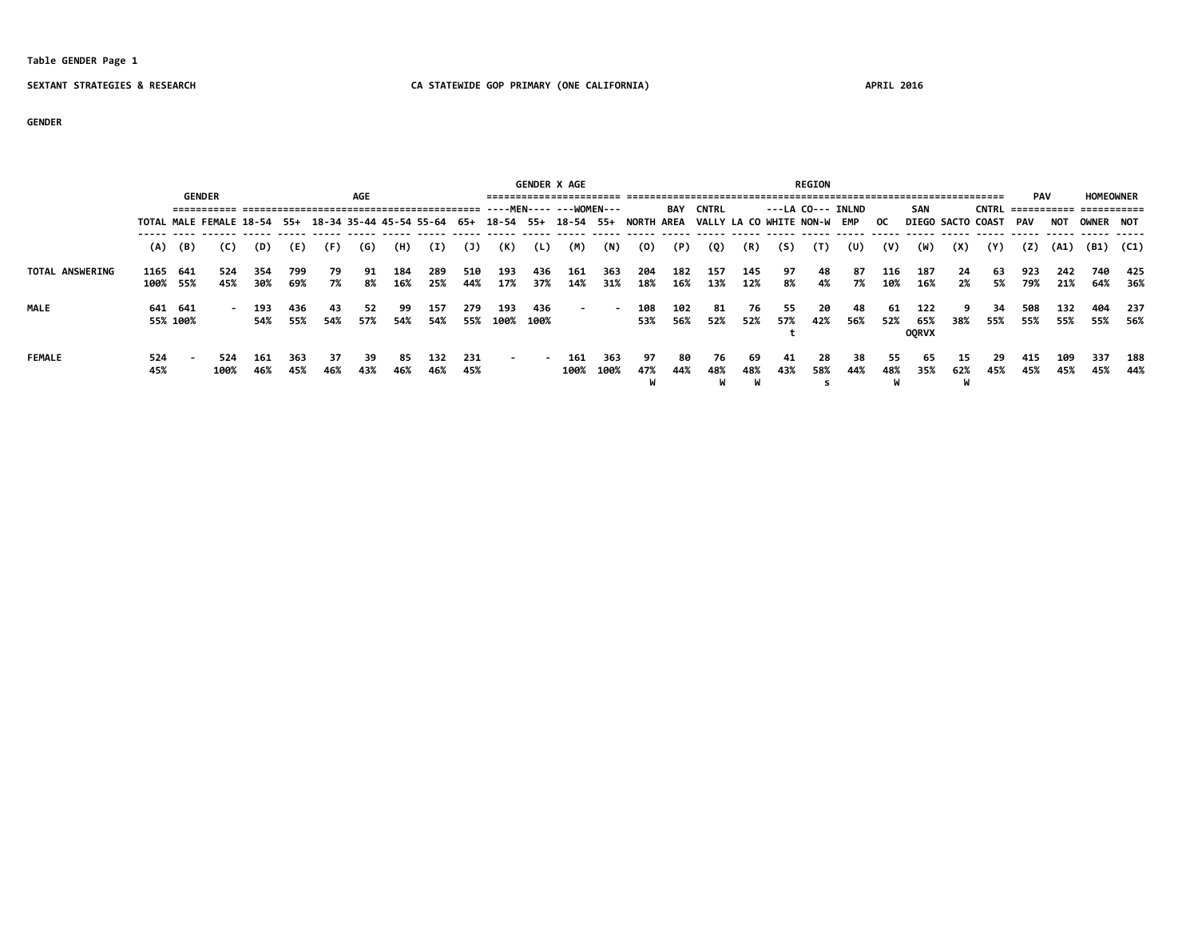Table GENDER Page 1

SEXTANT STRATEGIES & RESEARCH — CA STATEWIDE GOP PRIMARY (ONE CALIFORNIA) — APRIL 2016

GENDER

| | | GENDER | | AGE | | | | | | | GENDER X AGE | | | | REGION | | | | | | | | | | | | PAV | | HOMEOWNER | |
|---|---|---|---|---|---|---|---|---|---|---|---|---|---|---|---|---|---|---|---|---|---|---|---|---|---|---|---|---|---|---|
| | | | | | | | | | | | ----MEN---- | | ---WOMEN--- | | | | | | ---LA CO--- | | | | | | | | | | | |
| | TOTAL | MALE | FEMALE | 18-54 | 55+ | 18-34 | 35-44 | 45-54 | 55-64 | 65+ | 18-54 | 55+ | 18-54 | 55+ | NORTH | BAY AREA | CNTRL VALLY | LA CO | WHITE | NON-W | INLND EMP | OC | SAN DIEGO | SACTO | CNTRL COAST | PAV | NOT | OWNER | NOT |
| | (A) | (B) | (C) | (D) | (E) | (F) | (G) | (H) | (I) | (J) | (K) | (L) | (M) | (N) | (O) | (P) | (Q) | (R) | (S) | (T) | (U) | (V) | (W) | (X) | (Y) | (Z) | (A1) | (B1) | (C1) |
| TOTAL ANSWERING | 1165 | 641 | 524 | 354 | 799 | 79 | 91 | 184 | 289 | 510 | 193 | 436 | 161 | 363 | 204 | 182 | 157 | 145 | 97 | 48 | 87 | 116 | 187 | 24 | 63 | 923 | 242 | 740 | 425 |
| | 100% | 55% | 45% | 30% | 69% | 7% | 8% | 16% | 25% | 44% | 17% | 37% | 14% | 31% | 18% | 16% | 13% | 12% | 8% | 4% | 7% | 10% | 16% | 2% | 5% | 79% | 21% | 64% | 36% |
| MALE | 641 | 641 | - | 193 | 436 | 43 | 52 | 99 | 157 | 279 | 193 | 436 | - | - | 108 | 102 | 81 | 76 | 55 | 20 | 48 | 61 | 122 | 9 | 34 | 508 | 132 | 404 | 237 |
| | 55% | 100% | | 54% | 55% | 54% | 57% | 54% | 54% | 55% | 100% | 100% | | | 53% | 56% | 52% | 52% | 57% | 42% | 56% | 52% | 65% | 38% | 55% | 55% | 55% | 55% | 56% |
| | | | | | | | | | | | | | | | | | | | t | | | | OQRVX | | | | | | |
| FEMALE | 524 | - | 524 | 161 | 363 | 37 | 39 | 85 | 132 | 231 | - | - | 161 | 363 | 97 | 80 | 76 | 69 | 41 | 28 | 38 | 55 | 65 | 15 | 29 | 415 | 109 | 337 | 188 |
| | 45% | | 100% | 46% | 45% | 46% | 43% | 46% | 46% | 45% | | | 100% | 100% | 47% | 44% | 48% | 48% | 43% | 58% | 44% | 48% | 35% | 62% | 45% | 45% | 45% | 45% | 44% |
| | | | | | | | | | | | | | | | W | | W | W | | s | | W | | W | | | | | |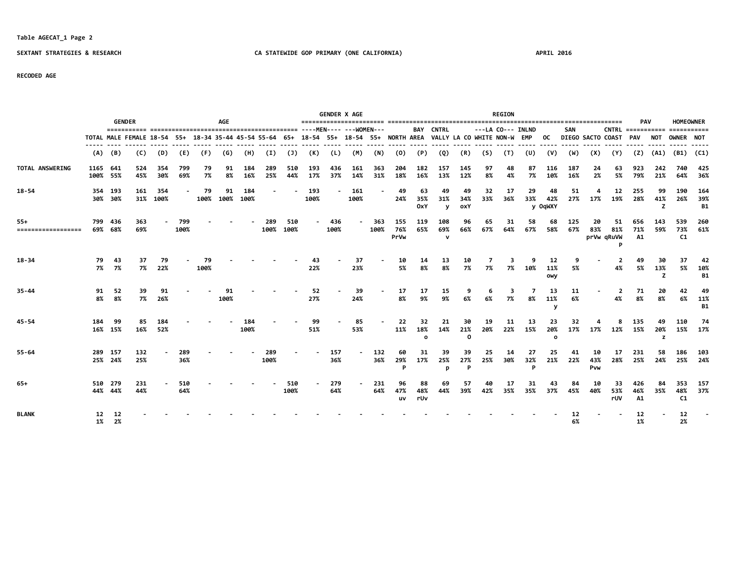Table AGECAT_1 Page 2

SEXTANT STRATEGIES & RESEARCH — CA STATEWIDE GOP PRIMARY (ONE CALIFORNIA) — APRIL 2016

RECODED AGE

| | | GENDER | | AGE | | | | | | | GENDER X AGE | | | | REGION | | | | | | | | | | | PAV | | HOMEOWNER | |
|---|---|---|---|---|---|---|---|---|---|---|---|---|---|---|---|---|---|---|---|---|---|---|---|---|---|---|---|---|---|
| | | | | | | | | | | | ----MEN---- | | ---WOMEN--- | | | | | | ---LA CO--- | | | | | | | | | | |
| | TOTAL | MALE | FEMALE | 18-54 | 55+ | 18-34 | 35-44 | 45-54 | 55-64 | 65+ | 18-54 | 55+ | 18-54 | 55+ | NORTH | BAY AREA | CNTRL VALLY | LA CO | WHITE | NON-W | INLND EMP | OC | SAN DIEGO | SACTO | CNTRL COAST | PAV | NOT | OWNER | NOT |
| | (A) | (B) | (C) | (D) | (E) | (F) | (G) | (H) | (I) | (J) | (K) | (L) | (M) | (N) | (O) | (P) | (Q) | (R) | (S) | (T) | (U) | (V) | (W) | (X) | (Y) | (Z) | (A1) | (B1) | (C1) |
| TOTAL ANSWERING | 1165 | 641 | 524 | 354 | 799 | 79 | 91 | 184 | 289 | 510 | 193 | 436 | 161 | 363 | 204 | 182 | 157 | 145 | 97 | 48 | 87 | 116 | 187 | 24 | 63 | 923 | 242 | 740 | 425 |
| | 100% | 55% | 45% | 30% | 69% | 7% | 8% | 16% | 25% | 44% | 17% | 37% | 14% | 31% | 18% | 16% | 13% | 12% | 8% | 4% | 7% | 10% | 16% | 2% | 5% | 79% | 21% | 64% | 36% |
| 18-54 | 354 | 193 | 161 | 354 | - | 79 | 91 | 184 | - | - | 193 | - | 161 | - | 49 | 63 | 49 | 49 | 32 | 17 | 29 | 48 | 51 | 4 | 12 | 255 | 99 | 190 | 164 |
| | 30% | 30% | 31% | 100% | | 100% | 100% | 100% | | | 100% | | 100% | | 24% | 35% | 31% | 34% | 33% | 36% | 33% | 42% | 27% | 17% | 19% | 28% | 41% | 26% | 39% |
| | | | | | | | | | | | | | | | | OxY | y | oxY | | | y | OqWXY | | | | | Z | | B1 |
| 55+ | 799 | 436 | 363 | - | 799 | - | - | - | 289 | 510 | - | 436 | - | 363 | 155 | 119 | 108 | 96 | 65 | 31 | 58 | 68 | 125 | 20 | 51 | 656 | 143 | 539 | 260 |
| | 69% | 68% | 69% | | 100% | | | | 100% | 100% | | 100% | | 100% | 76% | 65% | 69% | 66% | 67% | 64% | 67% | 58% | 67% | 83% | 81% | 71% | 59% | 73% | 61% |
| | | | | | | | | | | | | | | | PrVw | | v | | | | | | | prVw | qRuVW P | A1 | | C1 | |
| 18-34 | 79 | 43 | 37 | 79 | - | 79 | - | - | - | - | 43 | - | 37 | - | 10 | 14 | 13 | 10 | 7 | 3 | 9 | 12 | 9 | - | 2 | 49 | 30 | 37 | 42 |
| | 7% | 7% | 7% | 22% | | 100% | | | | | 22% | | 23% | | 5% | 8% | 8% | 7% | 7% | 7% | 10% | 11% | 5% | | 4% | 5% | 13% | 5% | 10% |
| | | | | | | | | | | | | | | | | | | | | | | owy | | | | | Z | | B1 |
| 35-44 | 91 | 52 | 39 | 91 | - | - | 91 | - | - | - | 52 | - | 39 | - | 17 | 17 | 15 | 9 | 6 | 3 | 7 | 13 | 11 | - | 2 | 71 | 20 | 42 | 49 |
| | 8% | 8% | 7% | 26% | | | 100% | | | | 27% | | 24% | | 8% | 9% | 9% | 6% | 6% | 7% | 8% | 11% | 6% | | 4% | 8% | 8% | 6% | 11% |
| | | | | | | | | | | | | | | | | | | | | | | y | | | | | | | B1 |
| 45-54 | 184 | 99 | 85 | 184 | - | - | - | 184 | - | - | 99 | - | 85 | - | 22 | 32 | 21 | 30 | 19 | 11 | 13 | 23 | 32 | 4 | 8 | 135 | 49 | 110 | 74 |
| | 16% | 15% | 16% | 52% | | | | 100% | | | 51% | | 53% | | 11% | 18% | 14% | 21% | 20% | 22% | 15% | 20% | 17% | 17% | 12% | 15% | 20% | 15% | 17% |
| | | | | | | | | | | | | | | | | o | | O | | | | o | | | | | z | | |
| 55-64 | 289 | 157 | 132 | - | 289 | - | - | - | 289 | - | - | 157 | - | 132 | 60 | 31 | 39 | 39 | 25 | 14 | 27 | 25 | 41 | 10 | 17 | 231 | 58 | 186 | 103 |
| | 25% | 24% | 25% | | 36% | | | | 100% | | | 36% | | 36% | 29% | 17% | 25% | 27% | 25% | 30% | 32% | 21% | 22% | 43% | 28% | 25% | 24% | 25% | 24% |
| | | | | | | | | | | | | | | | P | | p | P | | | P | | | Pvw | | | | | |
| 65+ | 510 | 279 | 231 | - | 510 | - | - | - | - | 510 | - | 279 | - | 231 | 96 | 88 | 69 | 57 | 40 | 17 | 31 | 43 | 84 | 10 | 33 | 426 | 84 | 353 | 157 |
| | 44% | 44% | 44% | | 64% | | | | | 100% | | 64% | | 64% | 47% | 48% | 44% | 39% | 42% | 35% | 35% | 37% | 45% | 40% | 53% | 46% | 35% | 48% | 37% |
| | | | | | | | | | | | | | | | uv | rUv | | | | | | | | | rUV | A1 | | C1 | |
| BLANK | 12 | 12 | - | - | - | - | - | - | - | - | - | - | - | - | - | - | - | - | - | - | - | - | 12 | - | - | 12 | - | 12 | - |
| | 1% | 2% | | | | | | | | | | | | | | | | | | | | | 6% | | | 1% | | 2% | |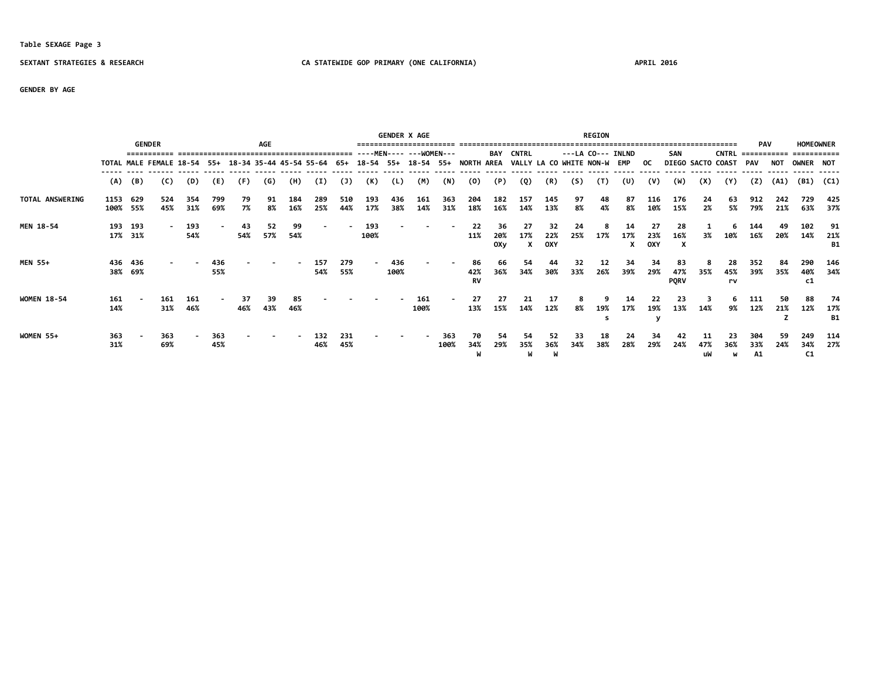Table SEXAGE Page 3

SEXTANT STRATEGIES & RESEARCH — CA STATEWIDE GOP PRIMARY (ONE CALIFORNIA) — APRIL 2016

GENDER BY AGE

| | | GENDER | | AGE | | | | | | | GENDER X AGE | | | | REGION | | | | | | | | | | | PAV | | HOMEOWNER | |
|---|---|---|---|---|---|---|---|---|---|---|---|---|---|---|---|---|---|---|---|---|---|---|---|---|---|---|---|---|---|
| | | | | | | | | | | | ----MEN---- | | ---WOMEN--- | | | | | | ---LA CO--- | | | | | | | | | | |
| | TOTAL | MALE | FEMALE | 18-54 | 55+ | 18-34 | 35-44 | 45-54 | 55-64 | 65+ | 18-54 | 55+ | 18-54 | 55+ | NORTH | BAY AREA | CNTRL VALLY | LA CO | WHITE | NON-W | INLND EMP | OC | SAN DIEGO | SACTO | CNTRL COAST | PAV | NOT | OWNER | NOT |
| | (A) | (B) | (C) | (D) | (E) | (F) | (G) | (H) | (I) | (J) | (K) | (L) | (M) | (N) | (O) | (P) | (Q) | (R) | (S) | (T) | (U) | (V) | (W) | (X) | (Y) | (Z) | (A1) | (B1) | (C1) |
| TOTAL ANSWERING | 1153 | 629 | 524 | 354 | 799 | 79 | 91 | 184 | 289 | 510 | 193 | 436 | 161 | 363 | 204 | 182 | 157 | 145 | 97 | 48 | 87 | 116 | 176 | 24 | 63 | 912 | 242 | 729 | 425 |
| | 100% | 55% | 45% | 31% | 69% | 7% | 8% | 16% | 25% | 44% | 17% | 38% | 14% | 31% | 18% | 16% | 14% | 13% | 8% | 4% | 8% | 10% | 15% | 2% | 5% | 79% | 21% | 63% | 37% |
| MEN 18-54 | 193 | 193 | - | 193 | - | 43 | 52 | 99 | - | - | 193 | - | - | - | 22 | 36 | 27 | 32 | 24 | 8 | 14 | 27 | 28 | 1 | 6 | 144 | 49 | 102 | 91 |
| | 17% | 31% | | 54% | | 54% | 57% | 54% | | | 100% | | | | 11% | 20% | 17% | 22% | 25% | 17% | 17% | 23% | 16% | 3% | 10% | 16% | 20% | 14% | 21% |
| | | | | | | | | | | | | | | | | OXy | X | OXY | | | X | OXY | X | | | | | | B1 |
| MEN 55+ | 436 | 436 | - | - | 436 | - | - | - | 157 | 279 | - | 436 | - | - | 86 | 66 | 54 | 44 | 32 | 12 | 34 | 34 | 83 | 8 | 28 | 352 | 84 | 290 | 146 |
| | 38% | 69% | | | 55% | | | | 54% | 55% | | 100% | | | 42% | 36% | 34% | 30% | 33% | 26% | 39% | 29% | 47% | 35% | 45% | 39% | 35% | 40% | 34% |
| | | | | | | | | | | | | | | | RV | | | | | | | | PQRV | | rv | | | c1 | |
| WOMEN 18-54 | 161 | - | 161 | 161 | - | 37 | 39 | 85 | - | - | - | - | 161 | - | 27 | 27 | 21 | 17 | 8 | 9 | 14 | 22 | 23 | 3 | 6 | 111 | 50 | 88 | 74 |
| | 14% | | 31% | 46% | | 46% | 43% | 46% | | | | | 100% | | 13% | 15% | 14% | 12% | 8% | 19% | 17% | 19% | 13% | 14% | 9% | 12% | 21% | 12% | 17% |
| | | | | | | | | | | | | | | | | | | | | s | | y | | | | | Z | | B1 |
| WOMEN 55+ | 363 | - | 363 | - | 363 | - | - | - | 132 | 231 | - | - | - | 363 | 70 | 54 | 54 | 52 | 33 | 18 | 24 | 34 | 42 | 11 | 23 | 304 | 59 | 249 | 114 |
| | 31% | | 69% | | 45% | | | | 46% | 45% | | | | 100% | 34% | 29% | 35% | 36% | 34% | 38% | 28% | 29% | 24% | 47% | 36% | 33% | 24% | 34% | 27% |
| | | | | | | | | | | | | | | | W | | W | W | | | | | | uW | w | A1 | | C1 | |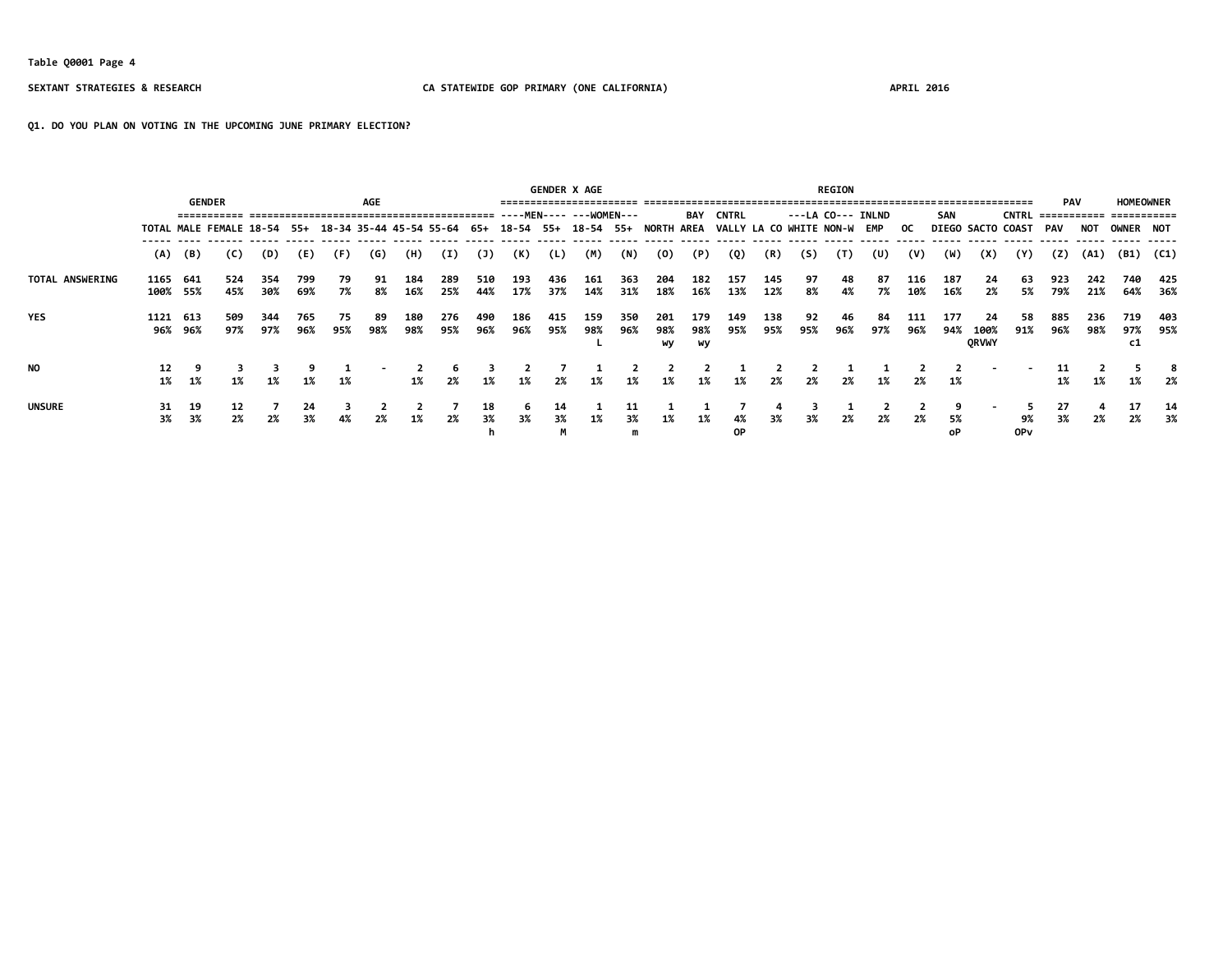Q1. DO YOU PLAN ON VOTING IN THE UPCOMING JUNE PRIMARY ELECTION?

| | | GENDER | | AGE | | | | | | | | GENDER X AGE | | | | REGION | | | | | | | | | | | PAV | | HOMEOWNER | |
|---|---|---|---|---|---|---|---|---|---|---|---|---|---|---|---|---|---|---|---|---|---|---|---|---|---|---|---|---|---|---|
| | | | | | | | | | | | | MEN | | WOMEN | | | | | | LA CO | | | | | | | | | | |
| | TOTAL | MALE | FEMALE | 18-54 | 55+ | 18-34 | 35-44 | 45-54 | 55-64 | 65+ | 18-54 | 55+ | 18-54 | 55+ | NORTH | BAY AREA | CNTRL VALLY | LA CO | WHITE | NON-W | INLND EMP | OC | SAN DIEGO | SACTO | CNTRL COAST | PAV | NOT | OWNER | NOT |
| | (A) | (B) | (C) | (D) | (E) | (F) | (G) | (H) | (I) | (J) | (K) | (L) | (M) | (N) | (O) | (P) | (Q) | (R) | (S) | (T) | (U) | (V) | (W) | (X) | (Y) | (Z) | (A1) | (B1) | (C1) |
| TOTAL ANSWERING | 1165 100% | 641 55% | 524 45% | 354 30% | 799 69% | 79 7% | 91 8% | 184 16% | 289 25% | 510 44% | 193 17% | 436 37% | 161 14% | 363 31% | 204 18% | 182 16% | 157 13% | 145 12% | 97 8% | 48 4% | 87 7% | 116 10% | 187 16% | 24 2% | 63 5% | 923 79% | 242 21% | 740 64% | 425 36% |
| YES | 1121 96% | 613 96% | 509 97% | 344 97% | 765 96% | 75 95% | 89 98% | 180 98% | 276 95% | 490 96% | 186 96% | 415 95% | 159 98% L | 350 96% | 201 98% wy | 179 98% wy | 149 95% | 138 95% | 92 95% | 46 96% | 84 97% | 111 96% | 177 94% | 24 100% QRVWY | 58 91% | 885 96% | 236 98% | 719 97% c1 | 403 95% |
| NO | 12 1% | 9 1% | 3 1% | 3 1% | 9 1% | 1 1% | - | 2 1% | 6 2% | 3 1% | 2 1% | 7 2% | 1 1% | 2 1% | 2 1% | 2 1% | 1 1% | 2 2% | 2 2% | 1 2% | 1 1% | 2 2% | 2 1% | - | - | 11 1% | 2 1% | 5 1% | 8 2% |
| UNSURE | 31 3% | 19 3% | 12 2% | 7 2% | 24 3% | 3 4% | 2 2% | 2 1% | 7 2% | 18 3% h | 6 3% | 14 3% M | 1 1% | 11 3% m | 1 1% | 1 1% | 7 4% OP | 4 3% | 3 3% | 1 2% | 2 2% | 2 2% | 9 5% oP | - | 5 9% OPv | 27 3% | 4 2% | 17 2% | 14 3% |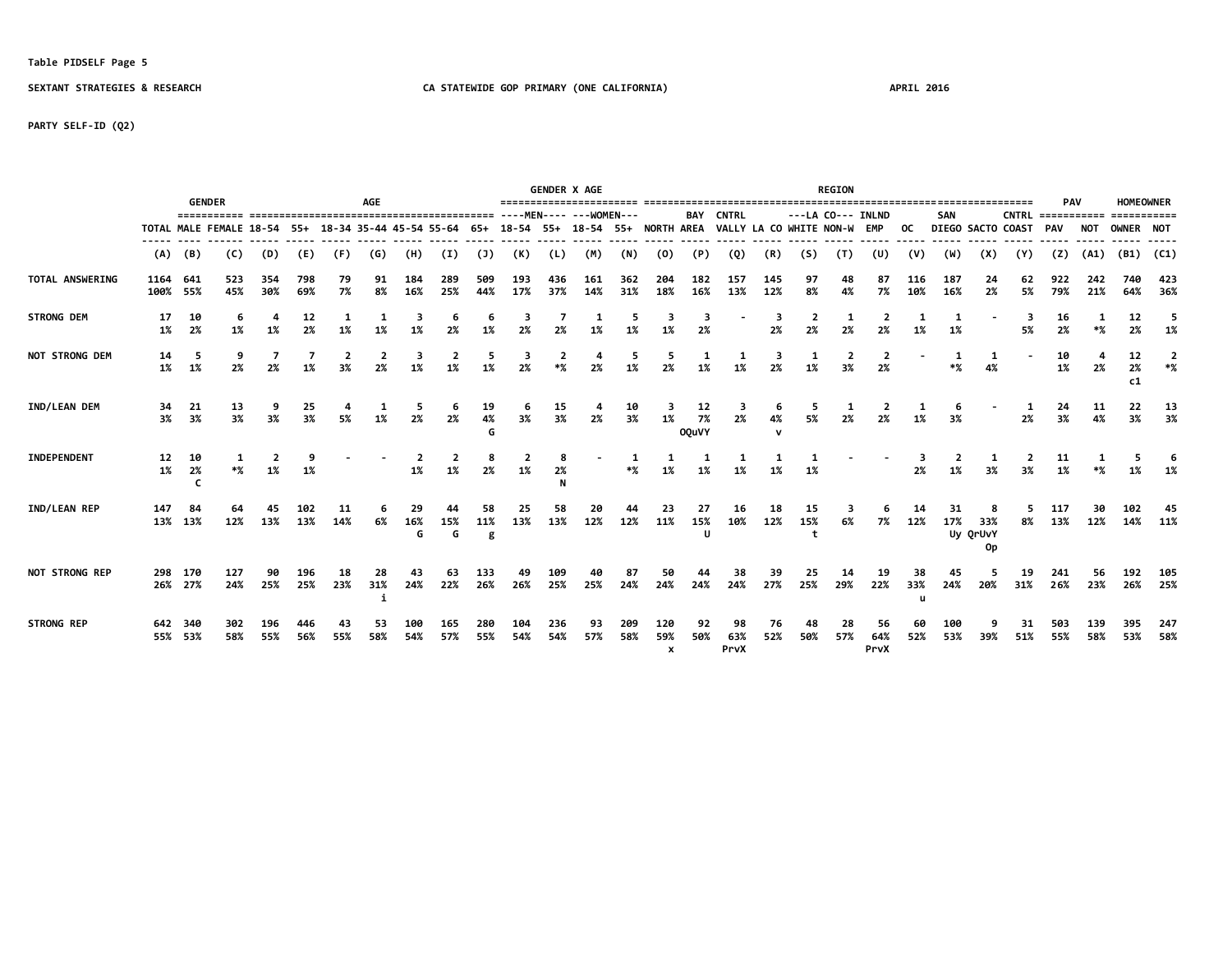Table PIDSELF Page 5

SEXTANT STRATEGIES & RESEARCH — CA STATEWIDE GOP PRIMARY (ONE CALIFORNIA) — APRIL 2016

PARTY SELF-ID (Q2)

| | | GENDER | | AGE | | | | | | | GENDER X AGE | | | | REGION | | | | | | | | | | | | PAV | | HOMEOWNER | |
|---|---|---|---|---|---|---|---|---|---|---|---|---|---|---|---|---|---|---|---|---|---|---|---|---|---|---|---|---|---|---|
| | | | | | | | | | | | ----MEN---- | | ---WOMEN--- | | | | | | ---LA CO--- | | | | | | | | | | | |
| | TOTAL | MALE | FEMALE | 18-54 | 55+ | 18-34 | 35-44 | 45-54 | 55-64 | 65+ | 18-54 | 55+ | 18-54 | 55+ | NORTH | BAY AREA | CNTRL VALLY | LA CO | WHITE | NON-W | INLND EMP | OC | SAN DIEGO | SACTO | CNTRL COAST | PAV | NOT | OWNER | NOT |
| | (A) | (B) | (C) | (D) | (E) | (F) | (G) | (H) | (I) | (J) | (K) | (L) | (M) | (N) | (O) | (P) | (Q) | (R) | (S) | (T) | (U) | (V) | (W) | (X) | (Y) | (Z) | (A1) | (B1) | (C1) |
| TOTAL ANSWERING | 1164 100% | 641 55% | 523 45% | 354 30% | 798 69% | 79 7% | 91 8% | 184 16% | 289 25% | 509 44% | 193 17% | 436 37% | 161 14% | 362 31% | 204 18% | 182 16% | 157 13% | 145 12% | 97 8% | 48 4% | 87 7% | 116 10% | 187 16% | 24 2% | 62 5% | 922 79% | 242 21% | 740 64% | 423 36% |
| STRONG DEM | 17 1% | 10 2% | 6 1% | 4 1% | 12 2% | 1 1% | 1 1% | 3 1% | 6 2% | 6 1% | 3 2% | 7 2% | 1 1% | 5 1% | 3 1% | 3 2% | - | 3 2% | 2 2% | 1 2% | 2 2% | 1 1% | 1 1% | - | 3 5% | 16 2% | 1 *% | 12 2% | 5 1% |
| NOT STRONG DEM | 14 1% | 5 1% | 9 2% | 7 2% | 7 1% | 2 3% | 2 2% | 3 1% | 2 1% | 5 1% | 3 2% | 2 *% | 4 2% | 5 1% | 5 2% | 1 1% | 1 1% | 3 2% | 1 1% | 2 3% | 2 2% | - | 1 *% | 1 4% | - | 10 1% | 4 2% | 12 2% c1 | 2 *% |
| IND/LEAN DEM | 34 3% | 21 3% | 13 3% | 9 3% | 25 3% | 4 5% | 1 1% | 5 2% | 6 2% | 19 4% G | 6 3% | 15 3% | 4 2% | 10 3% | 3 1% | 12 7% OQuVY | 3 2% | 6 4% v | 5 5% | 1 2% | 2 2% | 1 1% | 6 3% | - | 1 2% | 24 3% | 11 4% | 22 3% | 13 3% |
| INDEPENDENT | 12 1% | 10 2% C | 1 *% | 2 1% | 9 1% | - | - | 2 1% | 2 1% | 8 2% | 2 1% | 8 2% N | - | 1 *% | 1 1% | 1 1% | 1 1% | 1 1% | 1 1% | - | - | 3 2% | 2 1% | 1 3% | 2 3% | 11 1% | 1 *% | 5 1% | 6 1% |
| IND/LEAN REP | 147 13% | 84 13% | 64 12% | 45 13% | 102 13% | 11 14% | 6 6% | 29 16% G | 44 15% G | 58 11% g | 25 13% | 58 13% | 20 12% | 44 12% | 23 11% | 27 15% U | 16 10% | 18 12% | 15 15% t | 3 6% | 6 7% | 14 12% | 31 17% Uy | 8 33% QrUvY Op | 5 8% | 117 13% | 30 12% | 102 14% | 45 11% |
| NOT STRONG REP | 298 26% | 170 27% | 127 24% | 90 25% | 196 25% | 18 23% | 28 31% i | 43 24% | 63 22% | 133 26% | 49 26% | 109 25% | 40 25% | 87 24% | 50 24% | 44 24% | 38 24% | 39 27% | 25 25% | 14 29% | 19 22% | 38 33% u | 45 24% | 5 20% | 19 31% | 241 26% | 56 23% | 192 26% | 105 25% |
| STRONG REP | 642 55% | 340 53% | 302 58% | 196 55% | 446 56% | 43 55% | 53 58% | 100 54% | 165 57% | 280 55% | 104 54% | 236 54% | 93 57% | 209 58% | 120 59% x | 92 50% | 98 63% PrvX | 76 52% | 48 50% | 28 57% | 56 64% PrvX | 60 52% | 100 53% | 9 39% | 31 51% | 503 55% | 139 58% | 395 53% | 247 58% |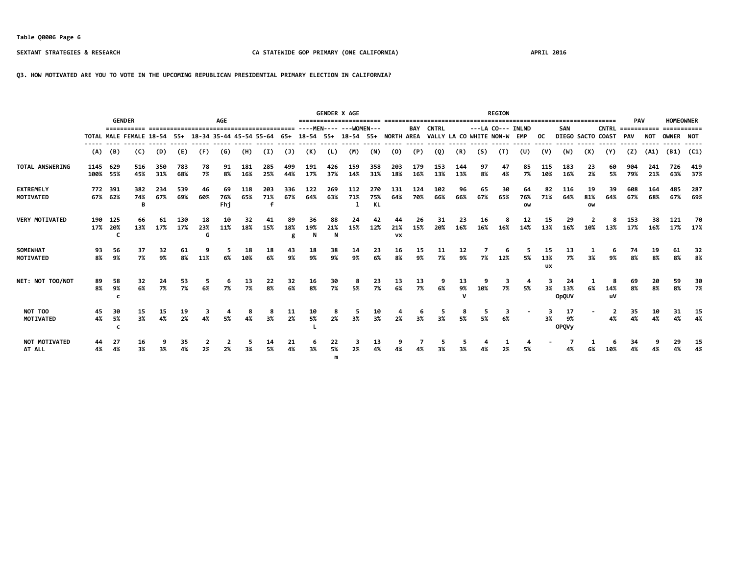Table Q0006 Page 6

SEXTANT STRATEGIES & RESEARCH — CA STATEWIDE GOP PRIMARY (ONE CALIFORNIA) — APRIL 2016

Q3. HOW MOTIVATED ARE YOU TO VOTE IN THE UPCOMING REPUBLICAN PRESIDENTIAL PRIMARY ELECTION IN CALIFORNIA?

| | | GENDER | | AGE | | | | | | | GENDER X AGE | | | | REGION | | | | | | | | | | | | PAV | | HOMEOWNER | |
|---|---|---|---|---|---|---|---|---|---|---|---|---|---|---|---|---|---|---|---|---|---|---|---|---|---|---|---|---|---|---|
| | | | | | | | | | | | MEN | | WOMEN | | | | | | LA CO | | | | | | | | | | | |
| | TOTAL | MALE | FEMALE | 18-54 | 55+ | 18-34 | 35-44 | 45-54 | 55-64 | 65+ | 18-54 | 55+ | 18-54 | 55+ | NORTH | BAY AREA | CNTRL VALLY | LA CO | WHITE | NON-W | INLND EMP | OC | SAN DIEGO | SACTO | CNTRL COAST | PAV | NOT | OWNER | NOT |
| | (A) | (B) | (C) | (D) | (E) | (F) | (G) | (H) | (I) | (J) | (K) | (L) | (M) | (N) | (O) | (P) | (Q) | (R) | (S) | (T) | (U) | (V) | (W) | (X) | (Y) | (Z) | (A1) | (B1) | (C1) |
| TOTAL ANSWERING | 1145<br>100% | 629<br>55% | 516<br>45% | 350<br>31% | 783<br>68% | 78<br>7% | 91<br>8% | 181<br>16% | 285<br>25% | 499<br>44% | 191<br>17% | 426<br>37% | 159<br>14% | 358<br>31% | 203<br>18% | 179<br>16% | 153<br>13% | 144<br>13% | 97<br>8% | 47<br>4% | 85<br>7% | 115<br>10% | 183<br>16% | 23<br>2% | 60<br>5% | 904<br>79% | 241<br>21% | 726<br>63% | 419<br>37% |
| EXTREMELY MOTIVATED | 772<br>67% | 391<br>62% | 382<br>74%<br>B | 234<br>67% | 539<br>69% | 46<br>60% | 69<br>76%<br>Fhj | 118<br>65% | 203<br>71%<br>f | 336<br>67% | 122<br>64% | 269<br>63% | 112<br>71%<br>l | 270<br>75%<br>KL | 131<br>64% | 124<br>70% | 102<br>66% | 96<br>66% | 65<br>67% | 30<br>65% | 64<br>76%<br>ow | 82<br>71% | 116<br>64% | 19<br>81%<br>ow | 39<br>64% | 608<br>67% | 164<br>68% | 485<br>67% | 287<br>69% |
| VERY MOTIVATED | 190<br>17% | 125<br>20%<br>C | 66<br>13% | 61<br>17% | 130<br>17% | 18<br>23%<br>G | 10<br>11% | 32<br>18% | 41<br>15% | 89<br>18%<br>g | 36<br>19%<br>N | 88<br>21%<br>N | 24<br>15% | 42<br>12% | 44<br>21%<br>vx | 26<br>15% | 31<br>20% | 23<br>16% | 16<br>16% | 8<br>16% | 12<br>14% | 15<br>13% | 29<br>16% | 2<br>10% | 8<br>13% | 153<br>17% | 38<br>16% | 121<br>17% | 70<br>17% |
| SOMEWHAT MOTIVATED | 93<br>8% | 56<br>9% | 37<br>7% | 32<br>9% | 61<br>8% | 9<br>11% | 5<br>6% | 18<br>10% | 18<br>6% | 43<br>9% | 18<br>9% | 38<br>9% | 14<br>9% | 23<br>6% | 16<br>8% | 15<br>9% | 11<br>7% | 12<br>9% | 7<br>7% | 6<br>12% | 5<br>5% | 15<br>13%<br>ux | 13<br>7% | 1<br>3% | 6<br>9% | 74<br>8% | 19<br>8% | 61<br>8% | 32<br>8% |
| NET: NOT TOO/NOT | 89<br>8% | 58<br>9%<br>c | 32<br>6% | 24<br>7% | 53<br>7% | 5<br>6% | 6<br>7% | 13<br>7% | 22<br>8% | 32<br>6% | 16<br>8% | 30<br>7% | 8<br>5% | 23<br>7% | 13<br>6% | 13<br>7% | 9<br>6% | 13<br>9%<br>V | 9<br>10% | 3<br>7% | 4<br>5% | 3<br>3% | 24<br>13%<br>OpQUV | 1<br>6% | 8<br>14%<br>uV | 69<br>8% | 20<br>8% | 59<br>8% | 30<br>7% |
| NOT TOO MOTIVATED | 45<br>4% | 30<br>5%<br>c | 15<br>3% | 15<br>4% | 19<br>2% | 3<br>4% | 4<br>5% | 8<br>4% | 8<br>3% | 11<br>2% | 10<br>5%<br>L | 8<br>2% | 5<br>3% | 10<br>3% | 4<br>2% | 6<br>3% | 5<br>3% | 8<br>5% | 5<br>5% | 3<br>6% | - | 3<br>3% | 17<br>9%<br>OPQVy | - | 2<br>4% | 35<br>4% | 10<br>4% | 31<br>4% | 15<br>4% |
| NOT MOTIVATED AT ALL | 44<br>4% | 27<br>4% | 16<br>3% | 9<br>3% | 35<br>4% | 2<br>2% | 2<br>2% | 5<br>3% | 14<br>5% | 21<br>4% | 6<br>3% | 22<br>5%<br>m | 3<br>2% | 13<br>4% | 9<br>4% | 7<br>4% | 5<br>3% | 5<br>3% | 4<br>4% | 1<br>2% | 4<br>5% | - | 7<br>4% | 1<br>6% | 6<br>10% | 34<br>4% | 9<br>4% | 29<br>4% | 15<br>4% |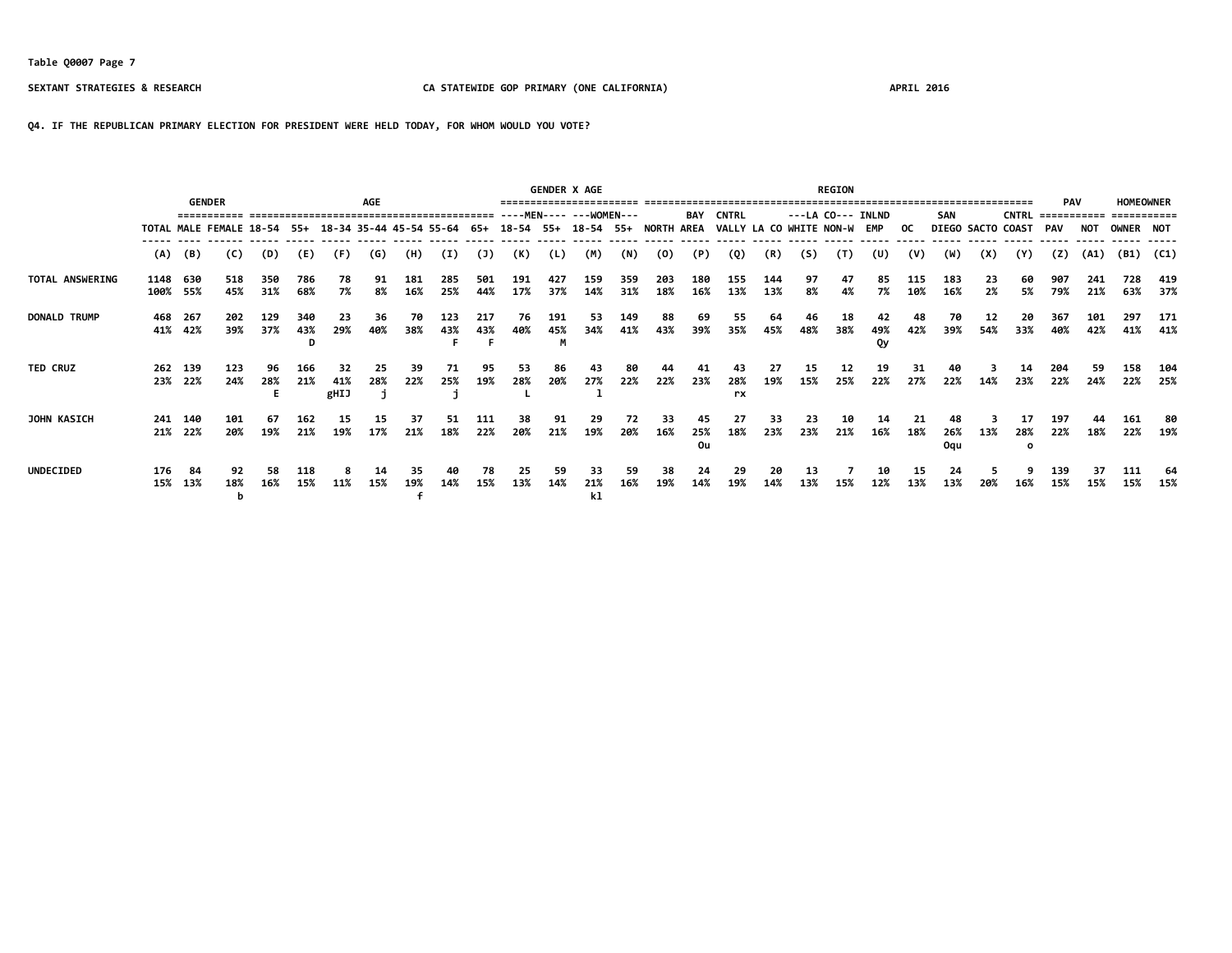Table Q0007 Page 7

SEXTANT STRATEGIES & RESEARCH — CA STATEWIDE GOP PRIMARY (ONE CALIFORNIA) — APRIL 2016

Q4. IF THE REPUBLICAN PRIMARY ELECTION FOR PRESIDENT WERE HELD TODAY, FOR WHOM WOULD YOU VOTE?

| | | GENDER | | AGE | | | | | | | GENDER X AGE | | | | REGION | | | | | | | | | | | | PAV | | HOMEOWNER | |
|---|---|---|---|---|---|---|---|---|---|---|---|---|---|---|---|---|---|---|---|---|---|---|---|---|---|---|---|---|---|---|
| | | | | | | | | | | | MEN | | WOMEN | | | | | | LA CO | | | | | | | | | | | |
| | TOTAL | MALE | FEMALE | 18-54 | 55+ | 18-34 | 35-44 | 45-54 | 55-64 | 65+ | 18-54 | 55+ | 18-54 | 55+ | NORTH | BAY AREA | CNTRL VALLY | LA CO | WHITE | NON-W | INLND EMP | OC | SAN DIEGO | SACTO | CNTRL COAST | PAV | NOT | OWNER | NOT |
| | (A) | (B) | (C) | (D) | (E) | (F) | (G) | (H) | (I) | (J) | (K) | (L) | (M) | (N) | (O) | (P) | (Q) | (R) | (S) | (T) | (U) | (V) | (W) | (X) | (Y) | (Z) | (A1) | (B1) | (C1) |
| TOTAL ANSWERING | 1148 | 630 | 518 | 350 | 786 | 78 | 91 | 181 | 285 | 501 | 191 | 427 | 159 | 359 | 203 | 180 | 155 | 144 | 97 | 47 | 85 | 115 | 183 | 23 | 60 | 907 | 241 | 728 | 419 |
| | 100% | 55% | 45% | 31% | 68% | 7% | 8% | 16% | 25% | 44% | 17% | 37% | 14% | 31% | 18% | 16% | 13% | 13% | 8% | 4% | 7% | 10% | 16% | 2% | 5% | 79% | 21% | 63% | 37% |
| DONALD TRUMP | 468 | 267 | 202 | 129 | 340 | 23 | 36 | 70 | 123 | 217 | 76 | 191 | 53 | 149 | 88 | 69 | 55 | 64 | 46 | 18 | 42 | 48 | 70 | 12 | 20 | 367 | 101 | 297 | 171 |
| | 41% | 42% | 39% | 37% | 43% | 29% | 40% | 38% | 43% | 43% | 40% | 45% | 34% | 41% | 43% | 39% | 35% | 45% | 48% | 38% | 49% | 42% | 39% | 54% | 33% | 40% | 42% | 41% | 41% |
| | | | | | D | | | | F | F | | M | | | | | | | | | Qy | | | | | | | | |
| TED CRUZ | 262 | 139 | 123 | 96 | 166 | 32 | 25 | 39 | 71 | 95 | 53 | 86 | 43 | 80 | 44 | 41 | 43 | 27 | 15 | 12 | 19 | 31 | 40 | 3 | 14 | 204 | 59 | 158 | 104 |
| | 23% | 22% | 24% | 28% | 21% | 41% | 28% | 22% | 25% | 19% | 28% | 20% | 27% | 22% | 22% | 23% | 28% | 19% | 15% | 25% | 22% | 27% | 22% | 14% | 23% | 22% | 24% | 22% | 25% |
| | | | | E | | gHIJ | j | | j | | L | | l | | | | rx | | | | | | | | | | | | |
| JOHN KASICH | 241 | 140 | 101 | 67 | 162 | 15 | 15 | 37 | 51 | 111 | 38 | 91 | 29 | 72 | 33 | 45 | 27 | 33 | 23 | 10 | 14 | 21 | 48 | 3 | 17 | 197 | 44 | 161 | 80 |
| | 21% | 22% | 20% | 19% | 21% | 19% | 17% | 21% | 18% | 22% | 20% | 21% | 19% | 20% | 16% | 25% | 18% | 23% | 23% | 21% | 16% | 18% | 26% | 13% | 28% | 22% | 18% | 22% | 19% |
| | | | | | | | | | | | | | | | | Ou | | | | | | | Oqu | | o | | | | |
| UNDECIDED | 176 | 84 | 92 | 58 | 118 | 8 | 14 | 35 | 40 | 78 | 25 | 59 | 33 | 59 | 38 | 24 | 29 | 20 | 13 | 7 | 10 | 15 | 24 | 5 | 9 | 139 | 37 | 111 | 64 |
| | 15% | 13% | 18% | 16% | 15% | 11% | 15% | 19% | 14% | 15% | 13% | 14% | 21% | 16% | 19% | 14% | 19% | 14% | 13% | 15% | 12% | 13% | 13% | 20% | 16% | 15% | 15% | 15% | 15% |
| | | | b | | | | | f | | | | | kl | | | | | | | | | | | | | | | | |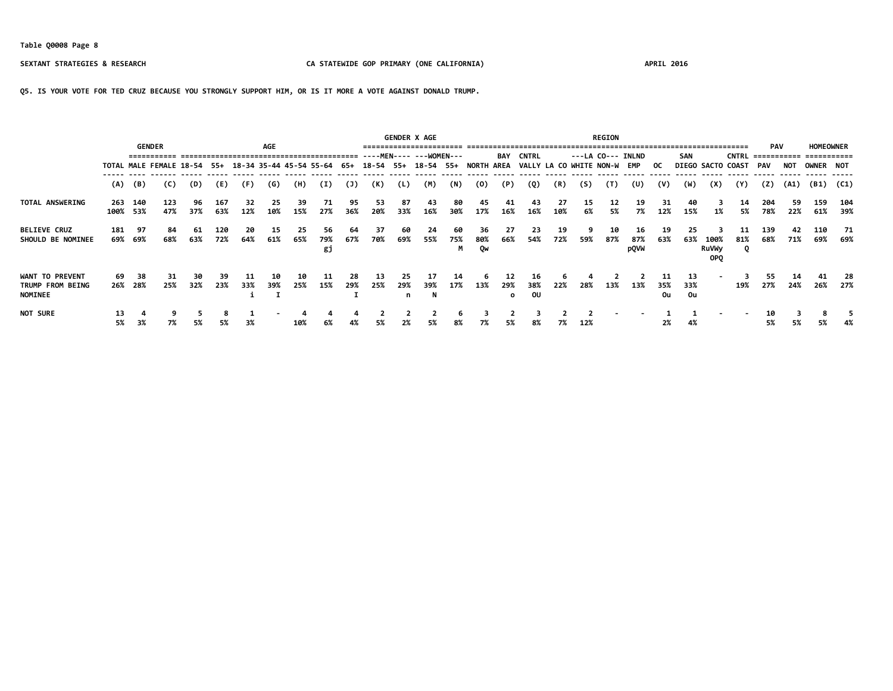Table Q0008 Page 8

SEXTANT STRATEGIES & RESEARCH — CA STATEWIDE GOP PRIMARY (ONE CALIFORNIA) — APRIL 2016

Q5. IS YOUR VOTE FOR TED CRUZ BECAUSE YOU STRONGLY SUPPORT HIM, OR IS IT MORE A VOTE AGAINST DONALD TRUMP.

| | | GENDER | | AGE | | | | | | | GENDER X AGE | | | | REGION | | | | | | | | | | | | PAV | | HOMEOWNER | |
|---|---|---|---|---|---|---|---|---|---|---|---|---|---|---|---|---|---|---|---|---|---|---|---|---|---|---|---|---|---|---|
| | | | | | | | | | | | ----MEN---- | | ---WOMEN--- | | | | | | ---LA CO--- | | | | | | | | | | | |
| | TOTAL | MALE | FEMALE | 18-54 | 55+ | 18-34 | 35-44 | 45-54 | 55-64 | 65+ | 18-54 | 55+ | 18-54 | 55+ | NORTH | BAY AREA | CNTRL VALLY | LA CO | WHITE | NON-W | INLND EMP | OC | SAN DIEGO | SACTO | CNTRL COAST | PAV | NOT | OWNER | NOT |
| | (A) | (B) | (C) | (D) | (E) | (F) | (G) | (H) | (I) | (J) | (K) | (L) | (M) | (N) | (O) | (P) | (Q) | (R) | (S) | (T) | (U) | (V) | (W) | (X) | (Y) | (Z) | (A1) | (B1) | (C1) |
| TOTAL ANSWERING | 263<br>100% | 140<br>53% | 123<br>47% | 96<br>37% | 167<br>63% | 32<br>12% | 25<br>10% | 39<br>15% | 71<br>27% | 95<br>36% | 53<br>20% | 87<br>33% | 43<br>16% | 80<br>30% | 45<br>17% | 41<br>16% | 43<br>16% | 27<br>10% | 15<br>6% | 12<br>5% | 19<br>7% | 31<br>12% | 40<br>15% | 3<br>1% | 14<br>5% | 204<br>78% | 59<br>22% | 159<br>61% | 104<br>39% |
| BELIEVE CRUZ SHOULD BE NOMINEE | 181<br>69% | 97<br>69% | 84<br>68% | 61<br>63% | 120<br>72% | 20<br>64% | 15<br>61% | 25<br>65% | 56<br>79%<br>gj | 64<br>67% | 37<br>70% | 60<br>69% | 24<br>55% | 60<br>75%<br>M | 36<br>80%<br>Qw | 27<br>66% | 23<br>54% | 19<br>72% | 9<br>59% | 10<br>87% | 16<br>87%<br>pQVW | 19<br>63% | 25<br>63% | 3<br>100%<br>RuVWy<br>OPQ | 11<br>81%<br>Q | 139<br>68% | 42<br>71% | 110<br>69% | 71<br>69% |
| WANT TO PREVENT TRUMP FROM BEING NOMINEE | 69<br>26% | 38<br>28% | 31<br>25% | 30<br>32% | 39<br>23% | 11<br>33%<br>i | 10<br>39%<br>I | 10<br>25% | 11<br>15% | 28<br>29%<br>I | 13<br>25% | 25<br>29%<br>n | 17<br>39%<br>N | 14<br>17% | 6<br>13% | 12<br>29%<br>o | 16<br>38%<br>OU | 6<br>22% | 4<br>28% | 2<br>13% | 2<br>13% | 11<br>35%<br>Ou | 13<br>33%<br>Ou | - | 3<br>19% | 55<br>27% | 14<br>24% | 41<br>26% | 28<br>27% |
| NOT SURE | 13<br>5% | 4<br>3% | 9<br>7% | 5<br>5% | 8<br>5% | 1<br>3% | - | 4<br>10% | 4<br>6% | 4<br>4% | 2<br>5% | 2<br>2% | 2<br>5% | 6<br>8% | 3<br>7% | 2<br>5% | 3<br>8% | 2<br>7% | 2<br>12% | - | - | 1<br>2% | 1<br>4% | - | - | 10<br>5% | 3<br>5% | 8<br>5% | 5<br>4% |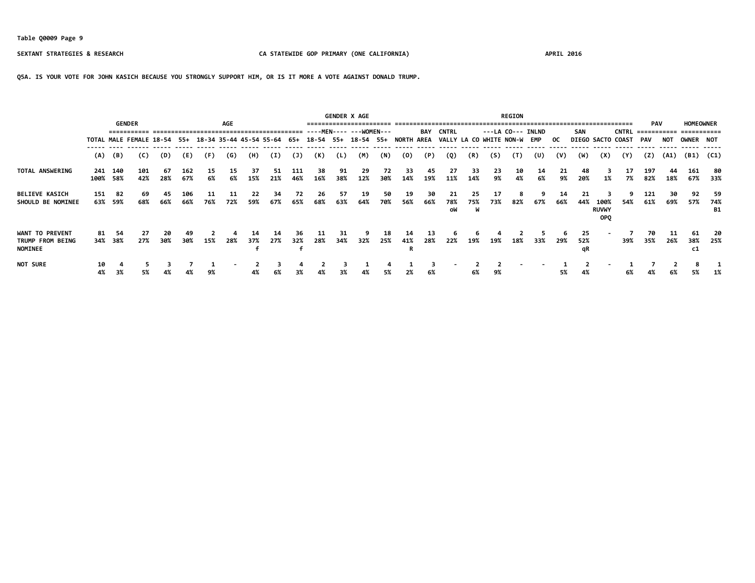Table Q0009 Page 9

SEXTANT STRATEGIES & RESEARCH — CA STATEWIDE GOP PRIMARY (ONE CALIFORNIA) — APRIL 2016

Q5A. IS YOUR VOTE FOR JOHN KASICH BECAUSE YOU STRONGLY SUPPORT HIM, OR IS IT MORE A VOTE AGAINST DONALD TRUMP.

| | | GENDER | | AGE | | | | | | | GENDER X AGE | | | | REGION | | | | | | | | | | | PAV | | HOMEOWNER | |
|---|---|---|---|---|---|---|---|---|---|---|---|---|---|---|---|---|---|---|---|---|---|---|---|---|---|---|---|---|---|
| | | | | | | | | | | | ----MEN---- | | ---WOMEN--- | | | | | | ---LA CO--- | | | | | | | | | | |
| | TOTAL | MALE | FEMALE | 18-54 | 55+ | 18-34 | 35-44 | 45-54 | 55-64 | 65+ | 18-54 | 55+ | 18-54 | 55+ | NORTH | BAY AREA | CNTRL VALLY | LA CO | WHITE | NON-W | INLND EMP | OC | SAN DIEGO | SACTO | CNTRL COAST | PAV | NOT | OWNER | NOT |
| | (A) | (B) | (C) | (D) | (E) | (F) | (G) | (H) | (I) | (J) | (K) | (L) | (M) | (N) | (O) | (P) | (Q) | (R) | (S) | (T) | (U) | (V) | (W) | (X) | (Y) | (Z) | (A1) | (B1) | (C1) |
| TOTAL ANSWERING | 241 100% | 140 58% | 101 42% | 67 28% | 162 67% | 15 6% | 15 6% | 37 15% | 51 21% | 111 46% | 38 16% | 91 38% | 29 12% | 72 30% | 33 14% | 45 19% | 27 11% | 33 14% | 23 9% | 10 4% | 14 6% | 21 9% | 48 20% | 3 1% | 17 7% | 197 82% | 44 18% | 161 67% | 80 33% |
| BELIEVE KASICH SHOULD BE NOMINEE | 151 63% | 82 59% | 69 68% | 45 66% | 106 66% | 11 76% | 11 72% | 22 59% | 34 67% | 72 65% | 26 68% | 57 63% | 19 64% | 50 70% | 19 56% | 30 66% | 21 78% oW | 25 75% W | 17 73% | 8 82% | 9 67% | 14 66% | 21 44% | 3 100% RUVWY OPQ | 9 54% | 121 61% | 30 69% | 92 57% | 59 74% B1 |
| WANT TO PREVENT TRUMP FROM BEING NOMINEE | 81 34% | 54 38% | 27 27% | 20 30% | 49 30% | 2 15% | 4 28% | 14 37% f | 14 27% | 36 32% f | 11 28% | 31 34% | 9 32% | 18 25% | 14 41% R | 13 28% | 6 22% | 6 19% | 4 19% | 2 18% | 5 33% | 6 29% | 25 52% qR | - | 7 39% | 70 35% | 11 26% | 61 38% c1 | 20 25% |
| NOT SURE | 10 4% | 4 3% | 5 5% | 3 4% | 7 4% | 1 9% | - | 2 4% | 3 6% | 4 3% | 2 4% | 3 3% | 1 4% | 4 5% | 1 2% | 3 6% | - | 2 6% | 2 9% | - | - | 1 5% | 2 4% | - | 1 6% | 7 4% | 2 6% | 8 5% | 1 1% |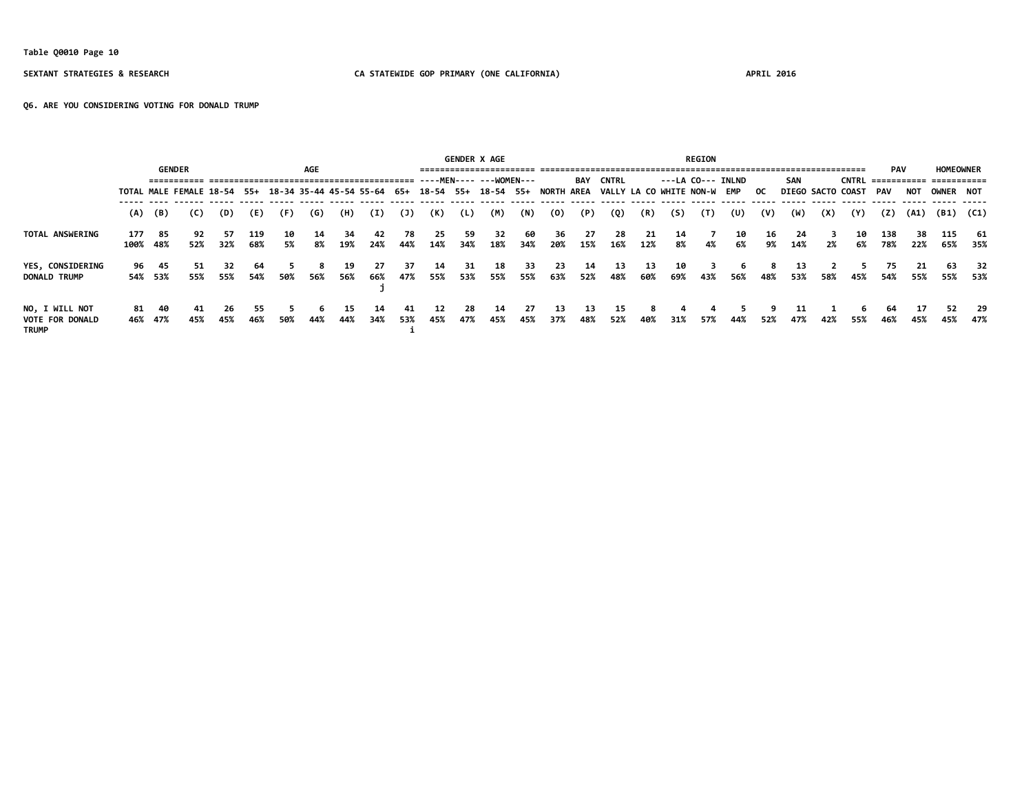Table Q0010 Page 10

SEXTANT STRATEGIES & RESEARCH — CA STATEWIDE GOP PRIMARY (ONE CALIFORNIA) — APRIL 2016

Q6. ARE YOU CONSIDERING VOTING FOR DONALD TRUMP

| | | GENDER | | AGE | | | | | | | GENDER X AGE | | | | REGION | | | | | | | | | | | | PAV | | HOMEOWNER | |
|---|---|---|---|---|---|---|---|---|---|---|---|---|---|---|---|---|---|---|---|---|---|---|---|---|---|---|---|---|---|---|
| | | | | | | | | | | | MEN | | WOMEN | | | | | LA CO | | | | | | | | | | | | |
| | TOTAL | MALE | FEMALE | 18-54 | 55+ | 18-34 | 35-44 | 45-54 | 55-64 | 65+ | 18-54 | 55+ | 18-54 | 55+ | NORTH | BAY AREA | CNTRL VALLY | LA CO | WHITE | NON-W | INLND EMP | OC | SAN DIEGO | SACTO | CNTRL COAST | PAV | NOT | OWNER | NOT |
| | (A) | (B) | (C) | (D) | (E) | (F) | (G) | (H) | (I) | (J) | (K) | (L) | (M) | (N) | (O) | (P) | (Q) | (R) | (S) | (T) | (U) | (V) | (W) | (X) | (Y) | (Z) | (A1) | (B1) | (C1) |
| TOTAL ANSWERING | 177 | 85 | 92 | 57 | 119 | 10 | 14 | 34 | 42 | 78 | 25 | 59 | 32 | 60 | 36 | 27 | 28 | 21 | 14 | 7 | 10 | 16 | 24 | 3 | 10 | 138 | 38 | 115 | 61 |
| | 100% | 48% | 52% | 32% | 68% | 5% | 8% | 19% | 24% | 44% | 14% | 34% | 18% | 34% | 20% | 15% | 16% | 12% | 8% | 4% | 6% | 9% | 14% | 2% | 6% | 78% | 22% | 65% | 35% |
| YES, CONSIDERING DONALD TRUMP | 96 | 45 | 51 | 32 | 64 | 5 | 8 | 19 | 27 | 37 | 14 | 31 | 18 | 33 | 23 | 14 | 13 | 13 | 10 | 3 | 6 | 8 | 13 | 2 | 5 | 75 | 21 | 63 | 32 |
| | 54% | 53% | 55% | 55% | 54% | 50% | 56% | 56% | 66% | 47% | 55% | 53% | 55% | 55% | 63% | 52% | 48% | 60% | 69% | 43% | 56% | 48% | 53% | 58% | 45% | 54% | 55% | 55% | 53% |
| | | | | | | | | | j | | | | | | | | | | | | | | | | | | | | |
| NO, I WILL NOT VOTE FOR DONALD TRUMP | 81 | 40 | 41 | 26 | 55 | 5 | 6 | 15 | 14 | 41 | 12 | 28 | 14 | 27 | 13 | 13 | 15 | 8 | 4 | 4 | 5 | 9 | 11 | 1 | 6 | 64 | 17 | 52 | 29 |
| | 46% | 47% | 45% | 45% | 46% | 50% | 44% | 44% | 34% | 53% | 45% | 47% | 45% | 45% | 37% | 48% | 52% | 40% | 31% | 57% | 44% | 52% | 47% | 42% | 55% | 46% | 45% | 45% | 47% |
| | | | | | | | | | | i | | | | | | | | | | | | | | | | | | | |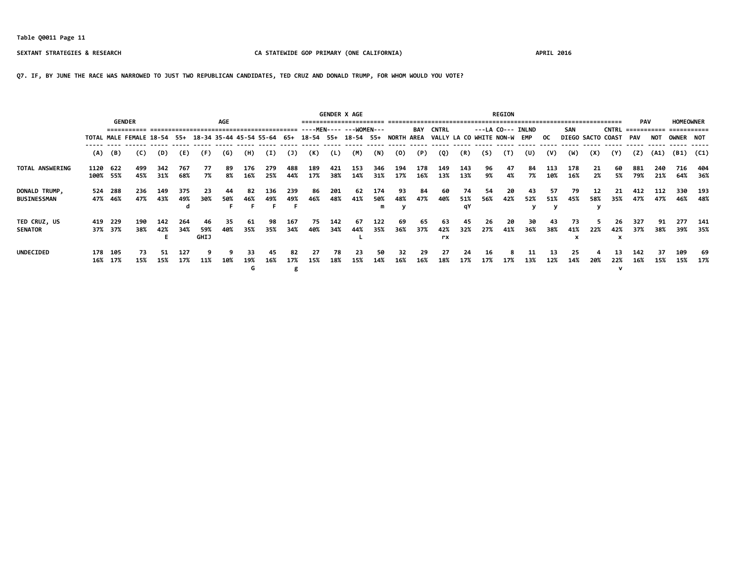Table Q0011 Page 11

SEXTANT STRATEGIES & RESEARCH — CA STATEWIDE GOP PRIMARY (ONE CALIFORNIA) — APRIL 2016

Q7. IF, BY JUNE THE RACE WAS NARROWED TO JUST TWO REPUBLICAN CANDIDATES, TED CRUZ AND DONALD TRUMP, FOR WHOM WOULD YOU VOTE?

| | | GENDER | | AGE | | | | | | | GENDER X AGE | | | | REGION | | | | | | | | | | | PAV | | HOMEOWNER | |
|---|---|---|---|---|---|---|---|---|---|---|---|---|---|---|---|---|---|---|---|---|---|---|---|---|---|---|---|---|---|
| | | | | | | | | | | | ----MEN---- | | ---WOMEN--- | | | | | | ---LA CO--- | | | | | | | | | | |
| | TOTAL | MALE | FEMALE | 18-54 | 55+ | 18-34 | 35-44 | 45-54 | 55-64 | 65+ | 18-54 | 55+ | 18-54 | 55+ | NORTH | BAY AREA | CNTRL VALLY | LA CO | WHITE | NON-W | INLND EMP | OC | SAN DIEGO | SACTO | CNTRL COAST | PAV | NOT | OWNER | NOT |
| | (A) | (B) | (C) | (D) | (E) | (F) | (G) | (H) | (I) | (J) | (K) | (L) | (M) | (N) | (O) | (P) | (Q) | (R) | (S) | (T) | (U) | (V) | (W) | (X) | (Y) | (Z) | (A1) | (B1) | (C1) |
| TOTAL ANSWERING | 1120 | 622 | 499 | 342 | 767 | 77 | 89 | 176 | 279 | 488 | 189 | 421 | 153 | 346 | 194 | 178 | 149 | 143 | 96 | 47 | 84 | 113 | 178 | 21 | 60 | 881 | 240 | 716 | 404 |
| | 100% | 55% | 45% | 31% | 68% | 7% | 8% | 16% | 25% | 44% | 17% | 38% | 14% | 31% | 17% | 16% | 13% | 13% | 9% | 4% | 7% | 10% | 16% | 2% | 5% | 79% | 21% | 64% | 36% |
| DONALD TRUMP, BUSINESSMAN | 524 | 288 | 236 | 149 | 375 | 23 | 44 | 82 | 136 | 239 | 86 | 201 | 62 | 174 | 93 | 84 | 60 | 74 | 54 | 20 | 43 | 57 | 79 | 12 | 21 | 412 | 112 | 330 | 193 |
| | 47% | 46% | 47% | 43% | 49% | 30% | 50% | 46% | 49% | 49% | 46% | 48% | 41% | 50% | 48% | 47% | 40% | 51% | 56% | 42% | 52% | 51% | 45% | 58% | 35% | 47% | 47% | 46% | 48% |
| | | | | | d | | F | F | F | F | | | | m | y | | | qY | | | y | y | | y | | | | | |
| TED CRUZ, US SENATOR | 419 | 229 | 190 | 142 | 264 | 46 | 35 | 61 | 98 | 167 | 75 | 142 | 67 | 122 | 69 | 65 | 63 | 45 | 26 | 20 | 30 | 43 | 73 | 5 | 26 | 327 | 91 | 277 | 141 |
| | 37% | 37% | 38% | 42% | 34% | 59% | 40% | 35% | 35% | 34% | 40% | 34% | 44% | 35% | 36% | 37% | 42% | 32% | 27% | 41% | 36% | 38% | 41% | 22% | 42% | 37% | 38% | 39% | 35% |
| | | | | E | | GHIJ | | | | | | | L | | | | rx | | | | | | x | | x | | | | |
| UNDECIDED | 178 | 105 | 73 | 51 | 127 | 9 | 9 | 33 | 45 | 82 | 27 | 78 | 23 | 50 | 32 | 29 | 27 | 24 | 16 | 8 | 11 | 13 | 25 | 4 | 13 | 142 | 37 | 109 | 69 |
| | 16% | 17% | 15% | 15% | 17% | 11% | 10% | 19% | 16% | 17% | 15% | 18% | 15% | 14% | 16% | 16% | 18% | 17% | 17% | 17% | 13% | 12% | 14% | 20% | 22% | 16% | 15% | 15% | 17% |
| | | | | | | | | G | | g | | | | | | | | | | | | | | | v | | | | |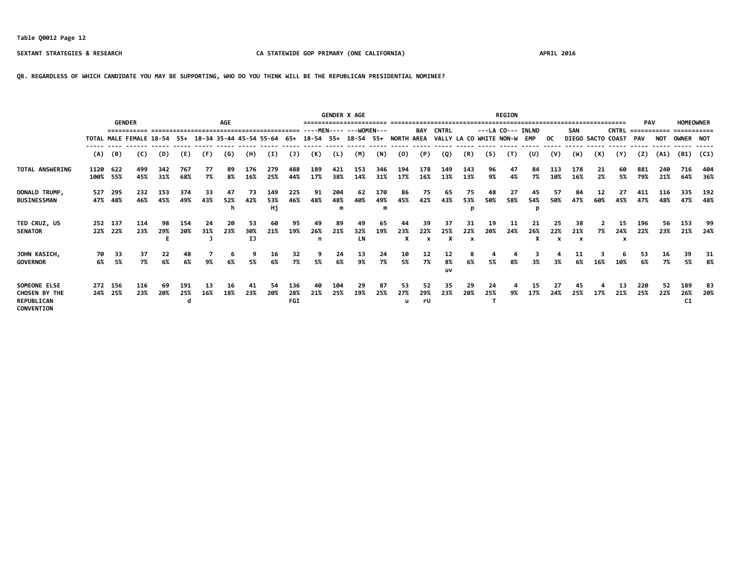Table Q0012 Page 12

SEXTANT STRATEGIES & RESEARCH — CA STATEWIDE GOP PRIMARY (ONE CALIFORNIA) — APRIL 2016

Q8. REGARDLESS OF WHICH CANDIDATE YOU MAY BE SUPPORTING, WHO DO YOU THINK WILL BE THE REPUBLICAN PRESIDENTIAL NOMINEE?

| | | GENDER | | AGE | | | | | | | | GENDER X AGE | | | | REGION | | | | | | | | | | | | PAV | | HOMEOWNER | |
|---|---|---|---|---|---|---|---|---|---|---|---|---|---|---|---|---|---|---|---|---|---|---|---|---|---|---|---|---|---|---|---|
| | | | | | | | | | | | | ----MEN---- | | ---WOMEN--- | | | | | | | | | | | | | | | | | |
| | TOTAL | MALE | FEMALE | 18-54 | 55+ | 18-34 | 35-44 | 45-54 | 55-64 | 65+ | 18-54 | 55+ | 18-54 | 55+ | NORTH | BAY AREA | CNTRL VALLY | LA CO | ---LA CO--- WHITE | NON-W | INLND EMP | OC | SAN DIEGO | SACTO | CNTRL COAST | PAV | NOT | OWNER | NOT |
| | (A) | (B) | (C) | (D) | (E) | (F) | (G) | (H) | (I) | (J) | (K) | (L) | (M) | (N) | (O) | (P) | (Q) | (R) | (S) | (T) | (U) | (V) | (W) | (X) | (Y) | (Z) | (A1) | (B1) | (C1) |
| TOTAL ANSWERING | 1120 100% | 622 55% | 499 45% | 342 31% | 767 68% | 77 7% | 89 8% | 176 16% | 279 25% | 488 44% | 189 17% | 421 38% | 153 14% | 346 31% | 194 17% | 178 16% | 149 13% | 143 13% | 96 9% | 47 4% | 84 7% | 113 10% | 178 16% | 21 2% | 60 5% | 881 79% | 240 21% | 716 64% | 404 36% |
| DONALD TRUMP, BUSINESSMAN | 527 47% | 295 48% | 232 46% | 153 45% | 374 49% | 33 43% | 47 52% h | 73 42% | 149 53% Hj | 225 46% | 91 48% | 204 48% m | 62 40% | 170 49% m | 86 45% | 75 42% | 65 43% | 75 53% p | 48 50% | 27 58% | 45 54% p | 57 50% | 84 47% | 12 60% | 27 45% | 411 47% | 116 48% | 335 47% | 192 48% |
| TED CRUZ, US SENATOR | 252 22% | 137 22% | 114 23% | 98 29% E | 154 20% | 24 31% J | 20 23% | 53 30% IJ | 60 21% | 95 19% | 49 26% n | 89 21% | 49 32% LN | 65 19% | 44 23% X | 39 22% x | 37 25% X | 31 22% x | 19 20% | 11 24% | 21 26% X | 25 22% x | 38 21% x | 2 7% | 15 24% x | 196 22% | 56 23% | 153 21% | 99 24% |
| JOHN KASICH, GOVERNOR | 70 6% | 33 5% | 37 7% | 22 6% | 48 6% | 7 9% | 6 6% | 9 5% | 16 6% | 32 7% | 9 5% | 24 6% | 13 9% | 24 7% | 10 5% | 12 7% | 12 8% uv | 8 6% | 4 5% | 4 8% | 3 3% | 4 3% | 11 6% | 3 16% | 6 10% | 53 6% | 16 7% | 39 5% | 31 8% |
| SOMEONE ELSE CHOSEN BY THE REPUBLICAN CONVENTION | 272 24% | 156 25% | 116 23% | 69 20% | 191 25% d | 13 16% | 16 18% | 41 23% | 54 20% | 136 28% FGI | 40 21% | 104 25% | 29 19% | 87 25% | 53 27% u | 52 29% rU | 35 23% | 29 20% | 24 25% T | 4 9% | 15 17% | 27 24% | 45 25% | 4 17% | 13 21% | 220 25% | 52 22% | 189 26% C1 | 83 20% |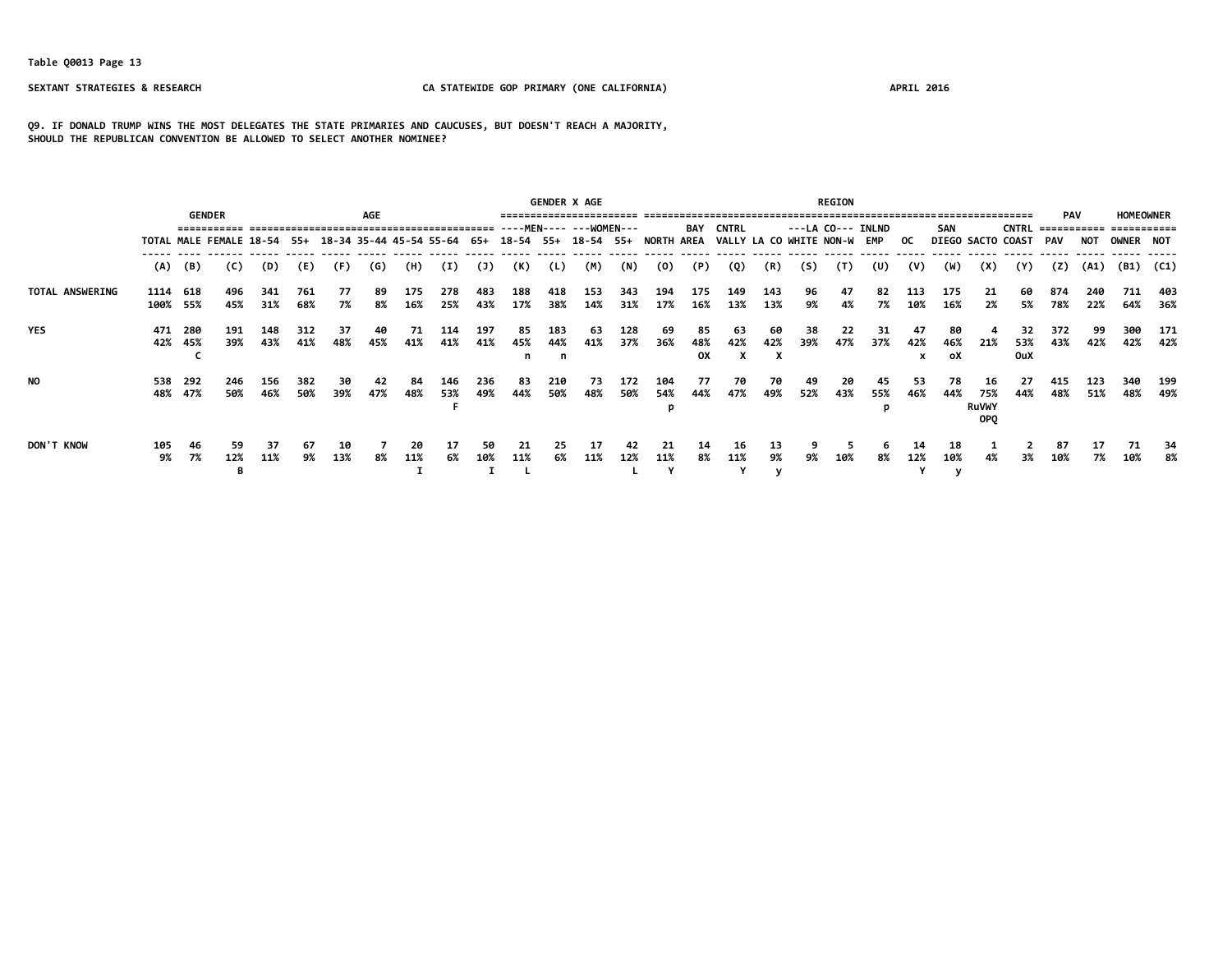Table Q0013 Page 13

SEXTANT STRATEGIES & RESEARCH — CA STATEWIDE GOP PRIMARY (ONE CALIFORNIA) — APRIL 2016

**Q9. IF DONALD TRUMP WINS THE MOST DELEGATES THE STATE PRIMARIES AND CAUCUSES, BUT DOESN'T REACH A MAJORITY, SHOULD THE REPUBLICAN CONVENTION BE ALLOWED TO SELECT ANOTHER NOMINEE?**

| | | GENDER | | AGE | | | | | | | | GENDER X AGE | | | | REGION | | | | | | | | | | | | PAV | | HOMEOWNER | |
|---|---|---|---|---|---|---|---|---|---|---|---|---|---|---|---|---|---|---|---|---|---|---|---|---|---|---|---|---|---|---|---|
| | | | | | | | | | | | | ----MEN---- | | ---WOMEN--- | | | | | | ---LA CO--- | | | | | | | | | | | |
| | TOTAL | MALE | FEMALE | 18-54 | 55+ | 18-34 | 35-44 | 45-54 | 55-64 | 65+ | 18-54 | 55+ | 18-54 | 55+ | NORTH | BAY AREA | CNTRL VALLY | LA CO | WHITE | NON-W | INLND EMP | OC | SAN DIEGO | SACTO | CNTRL COAST | PAV | NOT | OWNER | NOT |
| | (A) | (B) | (C) | (D) | (E) | (F) | (G) | (H) | (I) | (J) | (K) | (L) | (M) | (N) | (O) | (P) | (Q) | (R) | (S) | (T) | (U) | (V) | (W) | (X) | (Y) | (Z) | (A1) | (B1) | (C1) |
| TOTAL ANSWERING | 1114 | 618 | 496 | 341 | 761 | 77 | 89 | 175 | 278 | 483 | 188 | 418 | 153 | 343 | 194 | 175 | 149 | 143 | 96 | 47 | 82 | 113 | 175 | 21 | 60 | 874 | 240 | 711 | 403 |
| | 100% | 55% | 45% | 31% | 68% | 7% | 8% | 16% | 25% | 43% | 17% | 38% | 14% | 31% | 17% | 16% | 13% | 13% | 9% | 4% | 7% | 10% | 16% | 2% | 5% | 78% | 22% | 64% | 36% |
| YES | 471 | 280 | 191 | 148 | 312 | 37 | 40 | 71 | 114 | 197 | 85 | 183 | 63 | 128 | 69 | 85 | 63 | 60 | 38 | 22 | 31 | 47 | 80 | 4 | 32 | 372 | 99 | 300 | 171 |
| | 42% | 45% | 39% | 43% | 41% | 48% | 45% | 41% | 41% | 41% | 45% | 44% | 41% | 37% | 36% | 48% | 42% | 42% | 39% | 47% | 37% | 42% | 46% | 21% | 53% | 43% | 42% | 42% | 42% |
| | | C | | | | | | | | | n | n | | | | OX | X | X | | | | x | oX | | OuX | | | | |
| NO | 538 | 292 | 246 | 156 | 382 | 30 | 42 | 84 | 146 | 236 | 83 | 210 | 73 | 172 | 104 | 77 | 70 | 70 | 49 | 20 | 45 | 53 | 78 | 16 | 27 | 415 | 123 | 340 | 199 |
| | 48% | 47% | 50% | 46% | 50% | 39% | 47% | 48% | 53% | 49% | 44% | 50% | 48% | 50% | 54% | 44% | 47% | 49% | 52% | 43% | 55% | 46% | 44% | 75% | 44% | 48% | 51% | 48% | 49% |
| | | | | | | | | | F | | | | | | p | | | | | | p | | | RuVWY OPQ | | | | | |
| DON'T KNOW | 105 | 46 | 59 | 37 | 67 | 10 | 7 | 20 | 17 | 50 | 21 | 25 | 17 | 42 | 21 | 14 | 16 | 13 | 9 | 5 | 6 | 14 | 18 | 1 | 2 | 87 | 17 | 71 | 34 |
| | 9% | 7% | 12% | 11% | 9% | 13% | 8% | 11% | 6% | 10% | 11% | 6% | 11% | 12% | 11% | 8% | 11% | 9% | 9% | 10% | 8% | 12% | 10% | 4% | 3% | 10% | 7% | 10% | 8% |
| | | | B | | | | | I | | I | L | | | L | Y | | Y | y | | | | Y | y | | | | | | |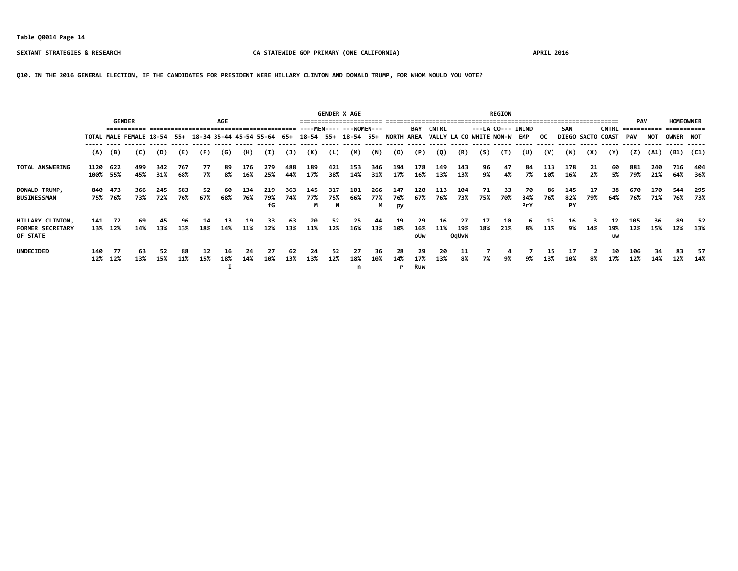Table Q0014 Page 14

SEXTANT STRATEGIES & RESEARCH — CA STATEWIDE GOP PRIMARY (ONE CALIFORNIA) — APRIL 2016

**Q10. IN THE 2016 GENERAL ELECTION, IF THE CANDIDATES FOR PRESIDENT WERE HILLARY CLINTON AND DONALD TRUMP, FOR WHOM WOULD YOU VOTE?**

| | | GENDER | | AGE | | | | | | | | GENDER X AGE | | | | REGION | | | | | | | | | | | | PAV | | HOMEOWNER | |
|---|---|---|---|---|---|---|---|---|---|---|---|---|---|---|---|---|---|---|---|---|---|---|---|---|---|---|---|---|---|---|---|
| | | | | | | | | | | | | ----MEN---- | | ---WOMEN--- | | | | | | | | | | | | | | | | | |
| | TOTAL | MALE | FEMALE | 18-54 | 55+ | 18-34 | 35-44 | 45-54 | 55-64 | 65+ | 18-54 | 55+ | 18-54 | 55+ | NORTH | BAY AREA | CNTRL VALLY | LA CO | ---LA CO--- WHITE | NON-W | INLND EMP | OC | SAN DIEGO | SACTO | CNTRL COAST | PAV | NOT | OWNER | NOT |
| | (A) | (B) | (C) | (D) | (E) | (F) | (G) | (H) | (I) | (J) | (K) | (L) | (M) | (N) | (O) | (P) | (Q) | (R) | (S) | (T) | (U) | (V) | (W) | (X) | (Y) | (Z) | (A1) | (B1) | (C1) |
| TOTAL ANSWERING | 1120 100% | 622 55% | 499 45% | 342 31% | 767 68% | 77 7% | 89 8% | 176 16% | 279 25% | 488 44% | 189 17% | 421 38% | 153 14% | 346 31% | 194 17% | 178 16% | 149 13% | 143 13% | 96 9% | 47 4% | 84 7% | 113 10% | 178 16% | 21 2% | 60 5% | 881 79% | 240 21% | 716 64% | 404 36% |
| DONALD TRUMP, BUSINESSMAN | 840 75% | 473 76% | 366 73% | 245 72% | 583 76% | 52 67% | 60 68% | 134 76% | 219 79% fG | 363 74% | 145 77% M | 317 75% M | 101 66% | 266 77% M | 147 76% py | 120 67% | 113 76% | 104 73% | 71 75% | 33 70% | 70 84% PrY | 86 76% | 145 82% PY | 17 79% | 38 64% | 670 76% | 170 71% | 544 76% | 295 73% |
| HILLARY CLINTON, FORMER SECRETARY OF STATE | 141 13% | 72 12% | 69 14% | 45 13% | 96 13% | 14 18% | 13 14% | 19 11% | 33 12% | 63 13% | 20 11% | 52 12% | 25 16% | 44 13% | 19 10% | 29 16% oUw | 16 11% | 27 19% OqUvW | 17 18% | 10 21% | 6 8% | 13 11% | 16 9% | 3 14% | 12 19% uw | 105 12% | 36 15% | 89 12% | 52 13% |
| UNDECIDED | 140 12% | 77 12% | 63 13% | 52 15% | 88 11% | 12 15% | 16 18% I | 24 14% | 27 10% | 62 13% | 24 13% | 52 12% | 27 18% n | 36 10% | 28 14% r | 29 17% Ruw | 20 13% | 11 8% | 7 7% | 4 9% | 7 9% | 15 13% | 17 10% | 2 8% | 10 17% | 106 12% | 34 14% | 83 12% | 57 14% |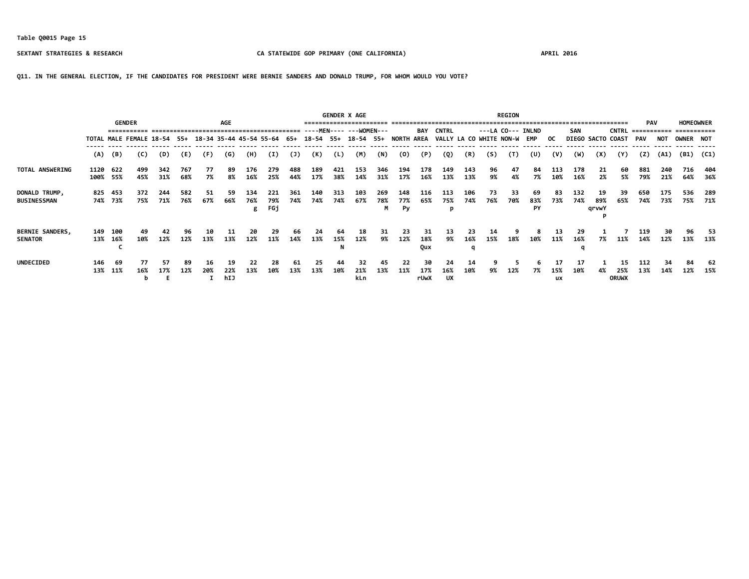Table Q0015 Page 15

SEXTANT STRATEGIES & RESEARCH — CA STATEWIDE GOP PRIMARY (ONE CALIFORNIA) — APRIL 2016

Q11. IN THE GENERAL ELECTION, IF THE CANDIDATES FOR PRESIDENT WERE BERNIE SANDERS AND DONALD TRUMP, FOR WHOM WOULD YOU VOTE?

| | | GENDER | | AGE | | | | | | | | GENDER X AGE | | | | REGION | | | | | | | | | | | | PAV | | HOMEOWNER | |
|---|---|---|---|---|---|---|---|---|---|---|---|---|---|---|---|---|---|---|---|---|---|---|---|---|---|---|---|---|---|---|---|
| | | | | | | | | | | | | ----MEN---- | | ---WOMEN--- | | | | | | | | | | | | | | | | | |
| | TOTAL | MALE | FEMALE | 18-54 | 55+ | 18-34 | 35-44 | 45-54 | 55-64 | 65+ | 18-54 | 55+ | 18-54 | 55+ | NORTH | BAY AREA | CNTRL VALLY | LA CO | ---LA CO--- WHITE | NON-W | INLND EMP | OC | SAN DIEGO | SACTO | CNTRL COAST | PAV | NOT | OWNER | NOT |
| | (A) | (B) | (C) | (D) | (E) | (F) | (G) | (H) | (I) | (J) | (K) | (L) | (M) | (N) | (O) | (P) | (Q) | (R) | (S) | (T) | (U) | (V) | (W) | (X) | (Y) | (Z) | (A1) | (B1) | (C1) |
| TOTAL ANSWERING | 1120 | 622 | 499 | 342 | 767 | 77 | 89 | 176 | 279 | 488 | 189 | 421 | 153 | 346 | 194 | 178 | 149 | 143 | 96 | 47 | 84 | 113 | 178 | 21 | 60 | 881 | 240 | 716 | 404 |
| | 100% | 55% | 45% | 31% | 68% | 7% | 8% | 16% | 25% | 44% | 17% | 38% | 14% | 31% | 17% | 16% | 13% | 13% | 9% | 4% | 7% | 10% | 16% | 2% | 5% | 79% | 21% | 64% | 36% |
| DONALD TRUMP, BUSINESSMAN | 825 | 453 | 372 | 244 | 582 | 51 | 59 | 134 | 221 | 361 | 140 | 313 | 103 | 269 | 148 | 116 | 113 | 106 | 73 | 33 | 69 | 83 | 132 | 19 | 39 | 650 | 175 | 536 | 289 |
| | 74% | 73% | 75% | 71% | 76% | 67% | 66% | 76% | 79% | 74% | 74% | 74% | 67% | 78% | 77% | 65% | 75% | 74% | 76% | 70% | 83% | 73% | 74% | 89% | 65% | 74% | 73% | 75% | 71% |
| | | | | | | | | g | FGj | | | | | M | Py | | p | | | | PY | | | qrvwY P | | | | | |
| BERNIE SANDERS, SENATOR | 149 | 100 | 49 | 42 | 96 | 10 | 11 | 20 | 29 | 66 | 24 | 64 | 18 | 31 | 23 | 31 | 13 | 23 | 14 | 9 | 8 | 13 | 29 | 1 | 7 | 119 | 30 | 96 | 53 |
| | 13% | 16% | 10% | 12% | 12% | 13% | 13% | 12% | 11% | 14% | 13% | 15% | 12% | 9% | 12% | 18% | 9% | 16% | 15% | 18% | 10% | 11% | 16% | 7% | 11% | 14% | 12% | 13% | 13% |
| | | C | | | | | | | | | | N | | | | Qux | | q | | | | | q | | | | | | |
| UNDECIDED | 146 | 69 | 77 | 57 | 89 | 16 | 19 | 22 | 28 | 61 | 25 | 44 | 32 | 45 | 22 | 30 | 24 | 14 | 9 | 5 | 6 | 17 | 17 | 1 | 15 | 112 | 34 | 84 | 62 |
| | 13% | 11% | 16% | 17% | 12% | 20% | 22% | 13% | 10% | 13% | 13% | 10% | 21% | 13% | 11% | 17% | 16% | 10% | 9% | 12% | 7% | 15% | 10% | 4% | 25% | 13% | 14% | 12% | 15% |
| | | | b | E | | I | hIJ | | | | | | kLn | | | rUwX | UX | | | | | ux | | | ORUWX | | | | |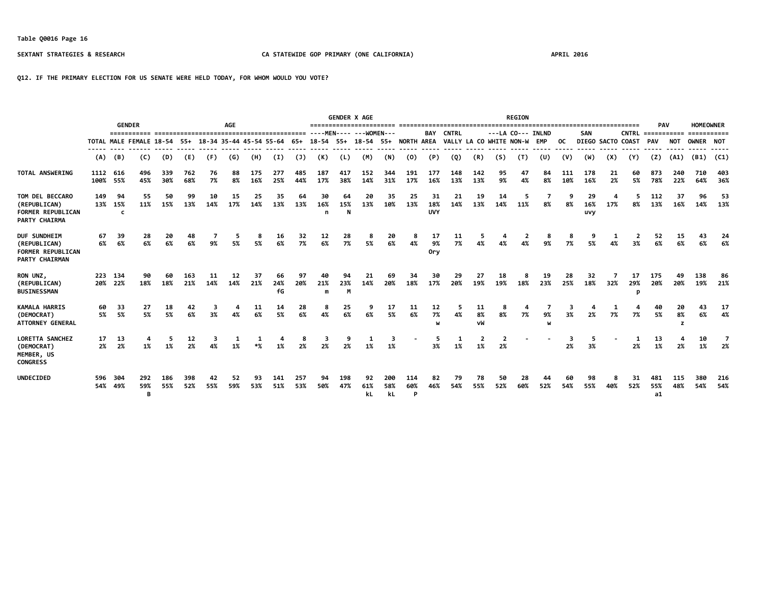Table Q0016 Page 16

SEXTANT STRATEGIES & RESEARCH — CA STATEWIDE GOP PRIMARY (ONE CALIFORNIA) — APRIL 2016

Q12. IF THE PRIMARY ELECTION FOR US SENATE WERE HELD TODAY, FOR WHOM WOULD YOU VOTE?

| | | GENDER | | AGE | | | | | | | GENDER X AGE | | | | REGION | | | | | | | | | | | | PAV | | HOMEOWNER | |
|---|---|---|---|---|---|---|---|---|---|---|---|---|---|---|---|---|---|---|---|---|---|---|---|---|---|---|---|---|---|---|
| | | | | | | | | | | | MEN | | WOMEN | | | | | | LA CO | | | | | | | | | | | |
| | TOTAL | MALE | FEMALE | 18-54 | 55+ | 18-34 | 35-44 | 45-54 | 55-64 | 65+ | 18-54 | 55+ | 18-54 | 55+ | NORTH | BAY AREA | CNTRL VALLY | LA CO | WHITE | NON-W | INLND EMP | OC | SAN DIEGO | SACTO | CNTRL COAST | PAV | NOT | OWNER | NOT |
| | (A) | (B) | (C) | (D) | (E) | (F) | (G) | (H) | (I) | (J) | (K) | (L) | (M) | (N) | (O) | (P) | (Q) | (R) | (S) | (T) | (U) | (V) | (W) | (X) | (Y) | (Z) | (A1) | (B1) | (C1) |
| TOTAL ANSWERING | 1112<br>100% | 616<br>55% | 496<br>45% | 339<br>30% | 762<br>68% | 76<br>7% | 88<br>8% | 175<br>16% | 277<br>25% | 485<br>44% | 187<br>17% | 417<br>38% | 152<br>14% | 344<br>31% | 191<br>17% | 177<br>16% | 148<br>13% | 142<br>13% | 95<br>9% | 47<br>4% | 84<br>8% | 111<br>10% | 178<br>16% | 21<br>2% | 60<br>5% | 873<br>78% | 240<br>22% | 710<br>64% | 403<br>36% |
| TOM DEL BECCARO (REPUBLICAN) FORMER REPUBLICAN PARTY CHAIRMA | 149<br>13% | 94<br>15%<br>c | 55<br>11% | 50<br>15% | 99<br>13% | 10<br>14% | 15<br>17% | 25<br>14% | 35<br>13% | 64<br>13% | 30<br>16%<br>n | 64<br>15%<br>N | 20<br>13% | 35<br>10% | 25<br>13% | 31<br>18%<br>UVY | 21<br>14% | 19<br>13% | 14<br>14% | 5<br>11% | 7<br>8% | 9<br>8% | 29<br>16%<br>uvy | 4<br>17% | 5<br>8% | 112<br>13% | 37<br>16% | 96<br>14% | 53<br>13% |
| DUF SUNDHEIM (REPUBLICAN) FORMER REPUBLICAN PARTY CHAIRMAN | 67<br>6% | 39<br>6% | 28<br>6% | 20<br>6% | 48<br>6% | 7<br>9% | 5<br>5% | 8<br>5% | 16<br>6% | 32<br>7% | 12<br>6% | 28<br>7% | 8<br>5% | 20<br>6% | 8<br>4% | 17<br>9%<br>Ory | 11<br>7% | 5<br>4% | 4<br>4% | 2<br>4% | 8<br>9% | 8<br>7% | 9<br>5% | 1<br>4% | 2<br>3% | 52<br>6% | 15<br>6% | 43<br>6% | 24<br>6% |
| RON UNZ, (REPUBLICAN) BUSINESSMAN | 223<br>20% | 134<br>22% | 90<br>18% | 60<br>18% | 163<br>21% | 11<br>14% | 12<br>14% | 37<br>21% | 66<br>24%<br>fG | 97<br>20% | 40<br>21%<br>m | 94<br>23%<br>M | 21<br>14% | 69<br>20% | 34<br>18% | 30<br>17% | 29<br>20% | 27<br>19% | 18<br>19% | 8<br>18% | 19<br>23% | 28<br>25% | 32<br>18% | 7<br>32% | 17<br>29%<br>p | 175<br>20% | 49<br>20% | 138<br>19% | 86<br>21% |
| KAMALA HARRIS (DEMOCRAT) ATTORNEY GENERAL | 60<br>5% | 33<br>5% | 27<br>5% | 18<br>5% | 42<br>6% | 3<br>3% | 4<br>4% | 11<br>6% | 14<br>5% | 28<br>6% | 8<br>4% | 25<br>6% | 9<br>6% | 17<br>5% | 11<br>6% | 12<br>7%<br>w | 5<br>4% | 11<br>8%<br>vW | 8<br>8% | 4<br>7% | 7<br>9%<br>w | 3<br>3% | 4<br>2% | 1<br>7% | 4<br>7% | 40<br>5% | 20<br>8%<br>z | 43<br>6% | 17<br>4% |
| LORETTA SANCHEZ (DEMOCRAT) MEMBER, US CONGRESS | 17<br>2% | 13<br>2% | 4<br>1% | 5<br>1% | 12<br>2% | 3<br>4% | 1<br>1% | 1<br>*% | 4<br>1% | 8<br>2% | 3<br>2% | 9<br>2% | 1<br>1% | 3<br>1% | - | 5<br>3% | 1<br>1% | 2<br>1% | 2<br>2% | - | - | 3<br>2% | 5<br>3% | - | 1<br>2% | 13<br>1% | 4<br>2% | 10<br>1% | 7<br>2% |
| UNDECIDED | 596<br>54% | 304<br>49% | 292<br>59%<br>B | 186<br>55% | 398<br>52% | 42<br>55% | 52<br>59% | 93<br>53% | 141<br>51% | 257<br>53% | 94<br>50% | 198<br>47% | 92<br>61%<br>kL | 200<br>58%<br>kL | 114<br>60%<br>P | 82<br>46% | 79<br>54% | 78<br>55% | 50<br>52% | 28<br>60% | 44<br>52% | 60<br>54% | 98<br>55% | 8<br>40% | 31<br>52% | 481<br>55%<br>a1 | 115<br>48% | 380<br>54% | 216<br>54% |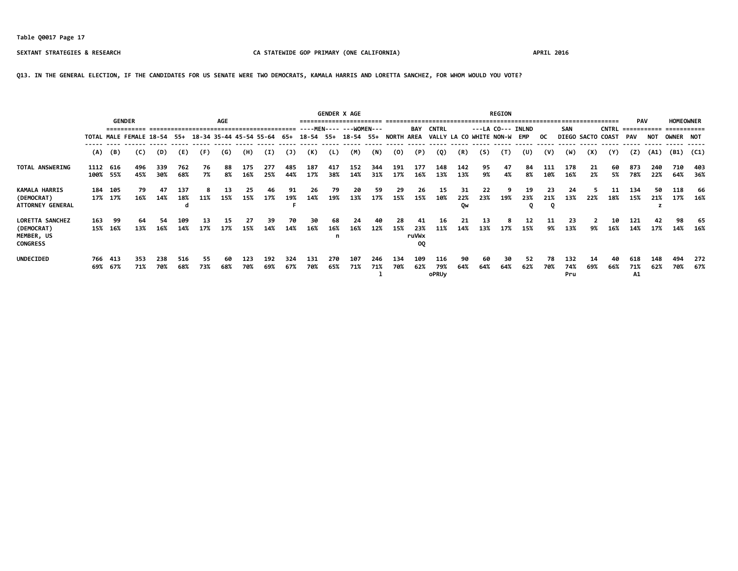Table Q0017 Page 17

SEXTANT STRATEGIES & RESEARCH — CA STATEWIDE GOP PRIMARY (ONE CALIFORNIA) — APRIL 2016

Q13. IN THE GENERAL ELECTION, IF THE CANDIDATES FOR US SENATE WERE TWO DEMOCRATS, KAMALA HARRIS AND LORETTA SANCHEZ, FOR WHOM WOULD YOU VOTE?

| | | GENDER | | AGE | | | | | | | | GENDER X AGE | | | | REGION | | | | | | | | | | | | PAV | | HOMEOWNER | |
|---|---|---|---|---|---|---|---|---|---|---|---|---|---|---|---|---|---|---|---|---|---|---|---|---|---|---|---|---|---|---|---|
| | | | | | | | | | | | | ----MEN---- | | ---WOMEN--- | | | | | | | | | | | | | | | | | |
| | TOTAL | MALE | FEMALE | 18-54 | 55+ | 18-34 | 35-44 | 45-54 | 55-64 | 65+ | 18-54 | 55+ | 18-54 | 55+ | NORTH | BAY AREA | CNTRL VALLY | LA CO | ---LA CO--- WHITE | NON-W | INLND EMP | OC | SAN DIEGO | SACTO | CNTRL COAST | PAV | NOT | OWNER | NOT |
| | (A) | (B) | (C) | (D) | (E) | (F) | (G) | (H) | (I) | (J) | (K) | (L) | (M) | (N) | (O) | (P) | (Q) | (R) | (S) | (T) | (U) | (V) | (W) | (X) | (Y) | (Z) | (A1) | (B1) | (C1) |
| TOTAL ANSWERING | 1112<br>100% | 616<br>55% | 496<br>45% | 339<br>30% | 762<br>68% | 76<br>7% | 88<br>8% | 175<br>16% | 277<br>25% | 485<br>44% | 187<br>17% | 417<br>38% | 152<br>14% | 344<br>31% | 191<br>17% | 177<br>16% | 148<br>13% | 142<br>13% | 95<br>9% | 47<br>4% | 84<br>8% | 111<br>10% | 178<br>16% | 21<br>2% | 60<br>5% | 873<br>78% | 240<br>22% | 710<br>64% | 403<br>36% |
| KAMALA HARRIS (DEMOCRAT) ATTORNEY GENERAL | 184<br>17% | 105<br>17% | 79<br>16% | 47<br>14% | 137<br>18%<br>d | 8<br>11% | 13<br>15% | 25<br>15% | 46<br>17% | 91<br>19%<br>F | 26<br>14% | 79<br>19% | 20<br>13% | 59<br>17% | 29<br>15% | 26<br>15% | 15<br>10% | 31<br>22%<br>Qw | 22<br>23% | 9<br>19% | 19<br>23%<br>Q | 23<br>21%<br>Q | 24<br>13% | 5<br>22% | 11<br>18% | 134<br>15% | 50<br>21%<br>z | 118<br>17% | 66<br>16% |
| LORETTA SANCHEZ (DEMOCRAT) MEMBER, US CONGRESS | 163<br>15% | 99<br>16% | 64<br>13% | 54<br>16% | 109<br>14% | 13<br>17% | 15<br>17% | 27<br>15% | 39<br>14% | 70<br>14% | 30<br>16% | 68<br>16%<br>n | 24<br>16% | 40<br>12% | 28<br>15% | 41<br>23%<br>ruVWx<br>OQ | 16<br>11% | 21<br>14% | 13<br>13% | 8<br>17% | 12<br>15% | 11<br>9% | 23<br>13% | 2<br>9% | 10<br>16% | 121<br>14% | 42<br>17% | 98<br>14% | 65<br>16% |
| UNDECIDED | 766<br>69% | 413<br>67% | 353<br>71% | 238<br>70% | 516<br>68% | 55<br>73% | 60<br>68% | 123<br>70% | 192<br>69% | 324<br>67% | 131<br>70% | 270<br>65% | 107<br>71% | 246<br>71%<br>l | 134<br>70% | 109<br>62% | 116<br>79%<br>oPRUy | 90<br>64% | 60<br>64% | 30<br>64% | 52<br>62% | 78<br>70% | 132<br>74%<br>Pru | 14<br>69% | 40<br>66% | 618<br>71%<br>A1 | 148<br>62% | 494<br>70% | 272<br>67% |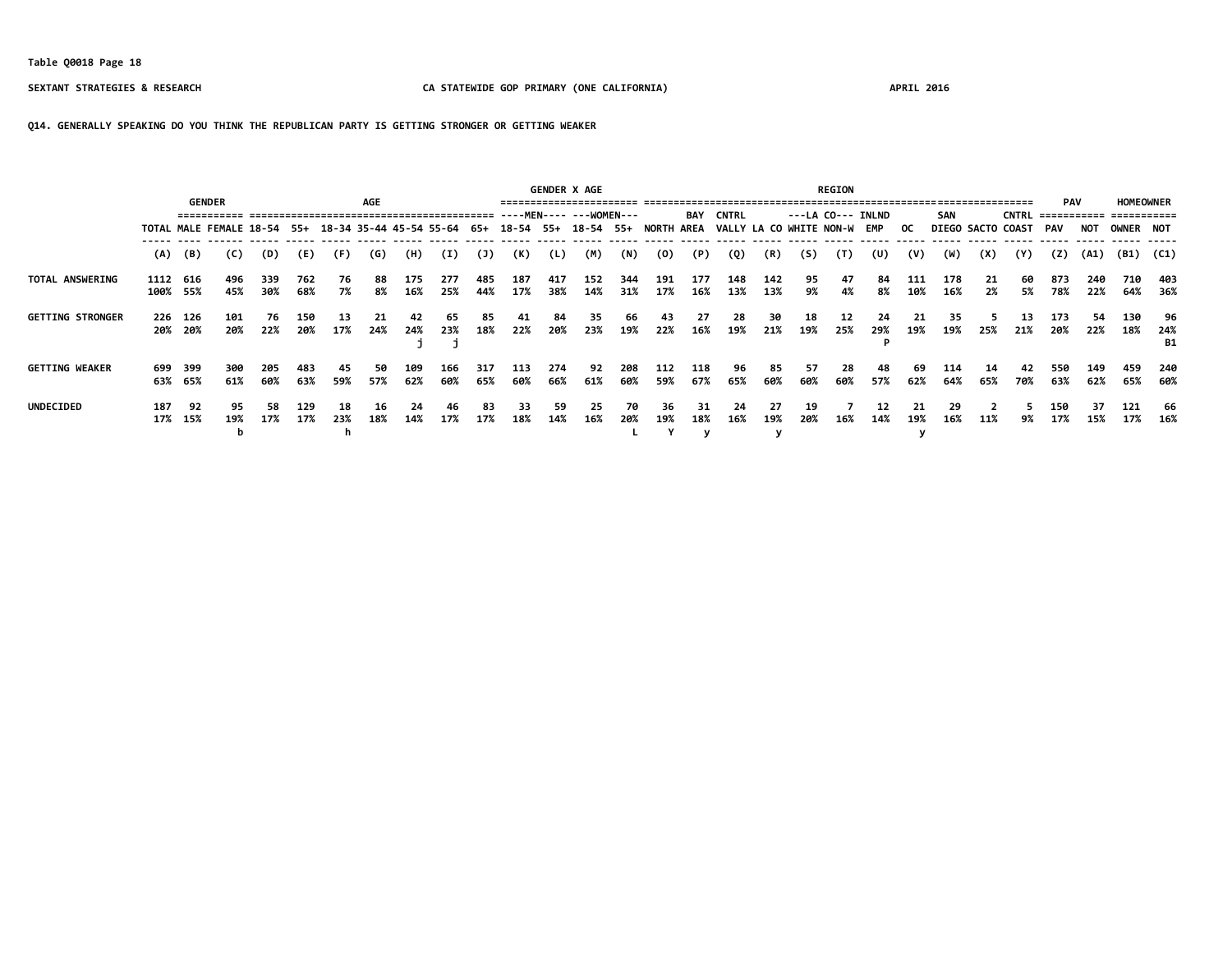Table Q0018 Page 18

SEXTANT STRATEGIES & RESEARCH — CA STATEWIDE GOP PRIMARY (ONE CALIFORNIA) — APRIL 2016

**Q14. GENERALLY SPEAKING DO YOU THINK THE REPUBLICAN PARTY IS GETTING STRONGER OR GETTING WEAKER**

| | | GENDER | | AGE | | | | | | | | GENDER X AGE | | | | REGION | | | | | | | | | | | PAV | | HOMEOWNER | |
|---|---|---|---|---|---|---|---|---|---|---|---|---|---|---|---|---|---|---|---|---|---|---|---|---|---|---|---|---|---|---|
| | | | | | | | | | | | ----MEN---- | | ---WOMEN--- | | | | | ---LA CO--- | | | | | | | | | | | | |
| | TOTAL | MALE | FEMALE | 18-54 | 55+ | 18-34 | 35-44 | 45-54 | 55-64 | 65+ | 18-54 | 55+ | 18-54 | 55+ | NORTH | BAY AREA | CNTRL VALLY | LA CO | WHITE | NON-W | INLND EMP | OC | SAN DIEGO | SACTO | CNTRL COAST | PAV | NOT | OWNER | NOT |
| | (A) | (B) | (C) | (D) | (E) | (F) | (G) | (H) | (I) | (J) | (K) | (L) | (M) | (N) | (O) | (P) | (Q) | (R) | (S) | (T) | (U) | (V) | (W) | (X) | (Y) | (Z) | (A1) | (B1) | (C1) |
| TOTAL ANSWERING | 1112 | 616 | 496 | 339 | 762 | 76 | 88 | 175 | 277 | 485 | 187 | 417 | 152 | 344 | 191 | 177 | 148 | 142 | 95 | 47 | 84 | 111 | 178 | 21 | 60 | 873 | 240 | 710 | 403 |
| | 100% | 55% | 45% | 30% | 68% | 7% | 8% | 16% | 25% | 44% | 17% | 38% | 14% | 31% | 17% | 16% | 13% | 13% | 9% | 4% | 8% | 10% | 16% | 2% | 5% | 78% | 22% | 64% | 36% |
| GETTING STRONGER | 226 | 126 | 101 | 76 | 150 | 13 | 21 | 42 | 65 | 85 | 41 | 84 | 35 | 66 | 43 | 27 | 28 | 30 | 18 | 12 | 24 | 21 | 35 | 5 | 13 | 173 | 54 | 130 | 96 |
| | 20% | 20% | 20% | 22% | 20% | 17% | 24% | 24% | 23% | 18% | 22% | 20% | 23% | 19% | 22% | 16% | 19% | 21% | 19% | 25% | 29% | 19% | 19% | 25% | 21% | 20% | 22% | 18% | 24% |
| | | | | | | | | j | j | | | | | | | | | | | | P | | | | | | | | B1 |
| GETTING WEAKER | 699 | 399 | 300 | 205 | 483 | 45 | 50 | 109 | 166 | 317 | 113 | 274 | 92 | 208 | 112 | 118 | 96 | 85 | 57 | 28 | 48 | 69 | 114 | 14 | 42 | 550 | 149 | 459 | 240 |
| | 63% | 65% | 61% | 60% | 63% | 59% | 57% | 62% | 60% | 65% | 60% | 66% | 61% | 60% | 59% | 67% | 65% | 60% | 60% | 60% | 57% | 62% | 64% | 65% | 70% | 63% | 62% | 65% | 60% |
| UNDECIDED | 187 | 92 | 95 | 58 | 129 | 18 | 16 | 24 | 46 | 83 | 33 | 59 | 25 | 70 | 36 | 31 | 24 | 27 | 19 | 7 | 12 | 21 | 29 | 2 | 5 | 150 | 37 | 121 | 66 |
| | 17% | 15% | 19% | 17% | 17% | 23% | 18% | 14% | 17% | 17% | 18% | 14% | 16% | 20% | 19% | 18% | 16% | 19% | 20% | 16% | 14% | 19% | 16% | 11% | 9% | 17% | 15% | 17% | 16% |
| | | | b | | | h | | | | | | | | L | Y | y | | y | | | | y | | | | | | | |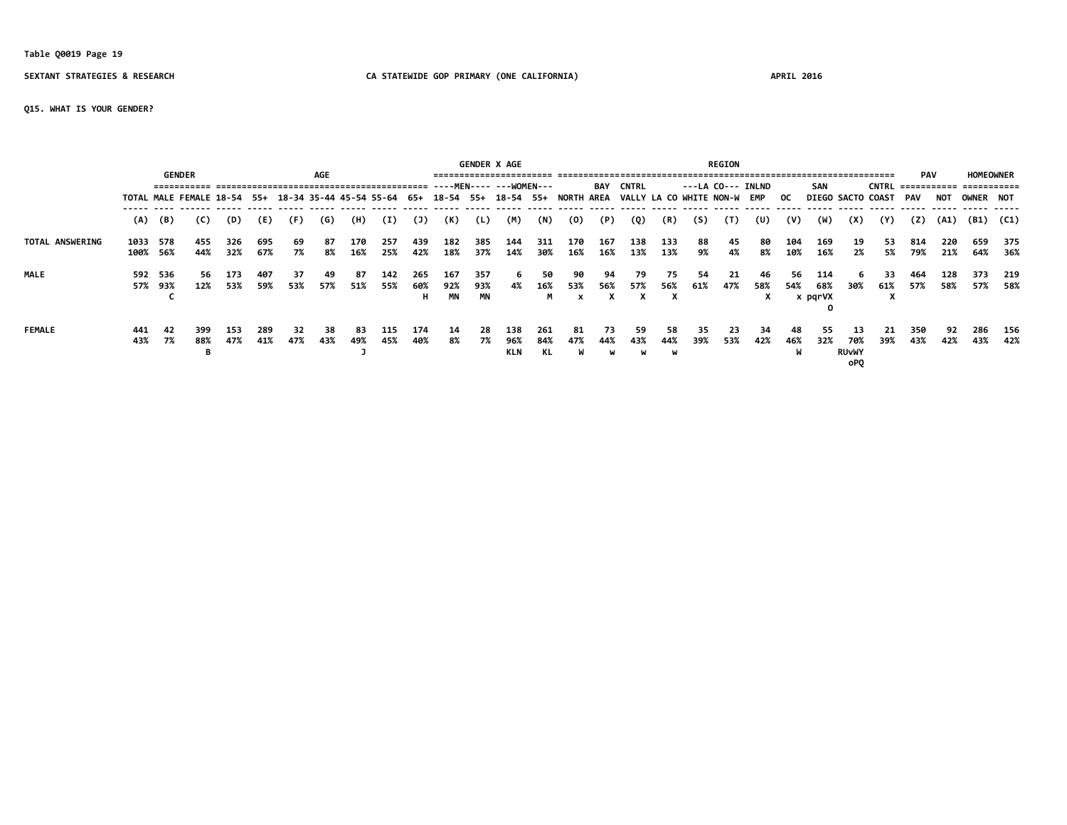Table Q0019 Page 19

SEXTANT STRATEGIES & RESEARCH — CA STATEWIDE GOP PRIMARY (ONE CALIFORNIA) — APRIL 2016

Q15. WHAT IS YOUR GENDER?

| | | GENDER | | AGE | | | | | | | GENDER X AGE | | | | REGION | | | | | | | | | | | | PAV | | HOMEOWNER | |
|---|---|---|---|---|---|---|---|---|---|---|---|---|---|---|---|---|---|---|---|---|---|---|---|---|---|---|---|---|---|---|
| | | | | | | | | | | | ----MEN---- | | ---WOMEN--- | | | | | | ---LA CO--- | | | | | | | | | | | |
| | TOTAL | MALE | FEMALE | 18-54 | 55+ | 18-34 | 35-44 | 45-54 | 55-64 | 65+ | 18-54 | 55+ | 18-54 | 55+ | NORTH | BAY AREA | CNTRL VALLY | LA CO | WHITE | NON-W | INLND EMP | OC | SAN DIEGO | SACTO | CNTRL COAST | PAV | NOT | OWNER | NOT |
| | (A) | (B) | (C) | (D) | (E) | (F) | (G) | (H) | (I) | (J) | (K) | (L) | (M) | (N) | (O) | (P) | (Q) | (R) | (S) | (T) | (U) | (V) | (W) | (X) | (Y) | (Z) | (A1) | (B1) | (C1) |
| TOTAL ANSWERING | 1033 | 578 | 455 | 326 | 695 | 69 | 87 | 170 | 257 | 439 | 182 | 385 | 144 | 311 | 170 | 167 | 138 | 133 | 88 | 45 | 80 | 104 | 169 | 19 | 53 | 814 | 220 | 659 | 375 |
| | 100% | 56% | 44% | 32% | 67% | 7% | 8% | 16% | 25% | 42% | 18% | 37% | 14% | 30% | 16% | 16% | 13% | 13% | 9% | 4% | 8% | 10% | 16% | 2% | 5% | 79% | 21% | 64% | 36% |
| MALE | 592 | 536 | 56 | 173 | 407 | 37 | 49 | 87 | 142 | 265 | 167 | 357 | 6 | 50 | 90 | 94 | 79 | 75 | 54 | 21 | 46 | 56 | 114 | 6 | 33 | 464 | 128 | 373 | 219 |
| | 57% | 93% | 12% | 53% | 59% | 53% | 57% | 51% | 55% | 60% | 92% | 93% | 4% | 16% | 53% | 56% | 57% | 56% | 61% | 47% | 58% | 54% | 68% | 30% | 61% | 57% | 58% | 57% | 58% |
| | | C | | | | | | | | H | MN | MN | | M | x | X | X | X | | | X | | x pqrVX O | | X | | | | |
| FEMALE | 441 | 42 | 399 | 153 | 289 | 32 | 38 | 83 | 115 | 174 | 14 | 28 | 138 | 261 | 81 | 73 | 59 | 58 | 35 | 23 | 34 | 48 | 55 | 13 | 21 | 350 | 92 | 286 | 156 |
| | 43% | 7% | 88% | 47% | 41% | 47% | 43% | 49% | 45% | 40% | 8% | 7% | 96% | 84% | 47% | 44% | 43% | 44% | 39% | 53% | 42% | 46% | 32% | 70% | 39% | 43% | 42% | 43% | 42% |
| | | | B | | | | | J | | | | | KLN | KL | W | w | w | w | | | | W | | RUvWY oPQ | | | | | |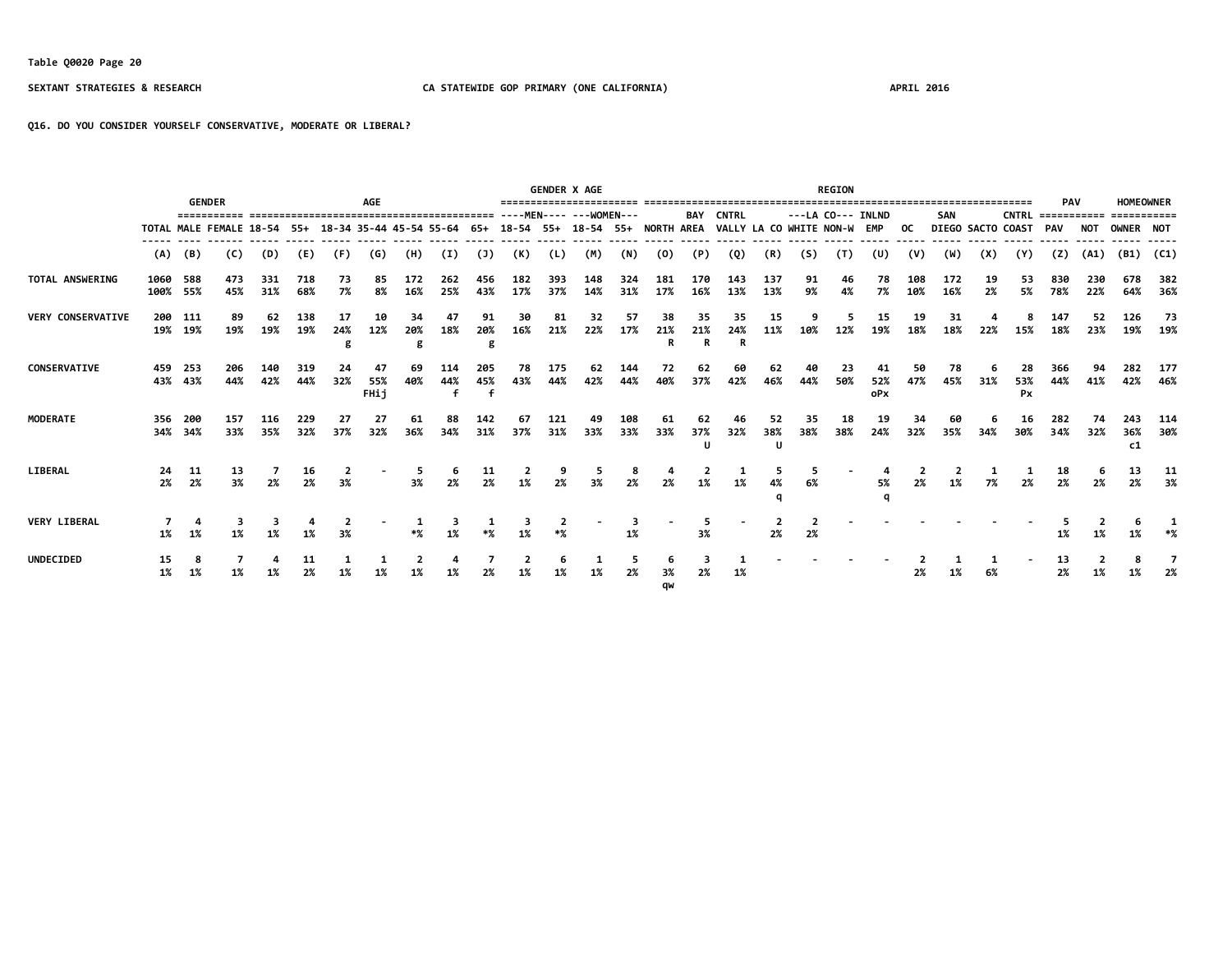Table Q0020 Page 20

SEXTANT STRATEGIES & RESEARCH — CA STATEWIDE GOP PRIMARY (ONE CALIFORNIA) — APRIL 2016

Q16. DO YOU CONSIDER YOURSELF CONSERVATIVE, MODERATE OR LIBERAL?

| | | GENDER | | AGE | | | | | | | GENDER X AGE | | | | REGION | | | | | | | | | | | PAV | | HOMEOWNER | |
|---|---|---|---|---|---|---|---|---|---|---|---|---|---|---|---|---|---|---|---|---|---|---|---|---|---|---|---|---|---|
| | | | | | | | | | | | MEN | | WOMEN | | | | | | LA CO | | | | | | | | | | |
| | TOTAL | MALE | FEMALE | 18-54 | 55+ | 18-34 | 35-44 | 45-54 | 55-64 | 65+ | 18-54 | 55+ | 18-54 | 55+ | NORTH | BAY AREA | CNTRL VALLY | LA CO | WHITE | NON-W | INLND EMP | OC | SAN DIEGO | SACTO | CNTRL COAST | PAV | NOT | OWNER | NOT |
| | (A) | (B) | (C) | (D) | (E) | (F) | (G) | (H) | (I) | (J) | (K) | (L) | (M) | (N) | (O) | (P) | (Q) | (R) | (S) | (T) | (U) | (V) | (W) | (X) | (Y) | (Z) | (A1) | (B1) | (C1) |
| TOTAL ANSWERING | 1060 | 588 | 473 | 331 | 718 | 73 | 85 | 172 | 262 | 456 | 182 | 393 | 148 | 324 | 181 | 170 | 143 | 137 | 91 | 46 | 78 | 108 | 172 | 19 | 53 | 830 | 230 | 678 | 382 |
| | 100% | 55% | 45% | 31% | 68% | 7% | 8% | 16% | 25% | 43% | 17% | 37% | 14% | 31% | 17% | 16% | 13% | 13% | 9% | 4% | 7% | 10% | 16% | 2% | 5% | 78% | 22% | 64% | 36% |
| VERY CONSERVATIVE | 200 | 111 | 89 | 62 | 138 | 17 | 10 | 34 | 47 | 91 | 30 | 81 | 32 | 57 | 38 | 35 | 35 | 15 | 9 | 5 | 15 | 19 | 31 | 4 | 8 | 147 | 52 | 126 | 73 |
| | 19% | 19% | 19% | 19% | 19% | 24% | 12% | 20% | 18% | 20% | 16% | 21% | 22% | 17% | 21% | 21% | 24% | 11% | 10% | 12% | 19% | 18% | 18% | 22% | 15% | 18% | 23% | 19% | 19% |
| | | | | | | g | | g | | g | | | | | R | R | R | | | | | | | | | | | | |
| CONSERVATIVE | 459 | 253 | 206 | 140 | 319 | 24 | 47 | 69 | 114 | 205 | 78 | 175 | 62 | 144 | 72 | 62 | 60 | 62 | 40 | 23 | 41 | 50 | 78 | 6 | 28 | 366 | 94 | 282 | 177 |
| | 43% | 43% | 44% | 42% | 44% | 32% | 55% | 40% | 44% | 45% | 43% | 44% | 42% | 44% | 40% | 37% | 42% | 46% | 44% | 50% | 52% | 47% | 45% | 31% | 53% | 44% | 41% | 42% | 46% |
| | | | | | | | FHij | | f | f | | | | | | | | | | | oPx | | | | Px | | | | |
| MODERATE | 356 | 200 | 157 | 116 | 229 | 27 | 27 | 61 | 88 | 142 | 67 | 121 | 49 | 108 | 61 | 62 | 46 | 52 | 35 | 18 | 19 | 34 | 60 | 6 | 16 | 282 | 74 | 243 | 114 |
| | 34% | 34% | 33% | 35% | 32% | 37% | 32% | 36% | 34% | 31% | 37% | 31% | 33% | 33% | 33% | 37% | 32% | 38% | 38% | 38% | 24% | 32% | 35% | 34% | 30% | 34% | 32% | 36% | 30% |
| | | | | | | | | | | | | | | | | U | | U | | | | | | | | | | c1 | |
| LIBERAL | 24 | 11 | 13 | 7 | 16 | 2 | - | 5 | 6 | 11 | 2 | 9 | 5 | 8 | 4 | 2 | 1 | 5 | 5 | - | 4 | 2 | 2 | 1 | 1 | 18 | 6 | 13 | 11 |
| | 2% | 2% | 3% | 2% | 2% | 3% | | 3% | 2% | 2% | 1% | 2% | 3% | 2% | 2% | 1% | 1% | 4% | 6% | | 5% | 2% | 1% | 7% | 2% | 2% | 2% | 2% | 3% |
| | | | | | | | | | | | | | | | | | | q | | | q | | | | | | | | |
| VERY LIBERAL | 7 | 4 | 3 | 3 | 4 | 2 | - | 1 | 3 | 1 | 3 | 2 | - | 3 | - | 5 | - | 2 | 2 | - | - | - | - | - | - | 5 | 2 | 6 | 1 |
| | 1% | 1% | 1% | 1% | 1% | 3% | | *% | 1% | *% | 1% | *% | | 1% | | 3% | | 2% | 2% | | | | | | | 1% | 1% | 1% | *% |
| UNDECIDED | 15 | 8 | 7 | 4 | 11 | 1 | 1 | 2 | 4 | 7 | 2 | 6 | 1 | 5 | 6 | 3 | 1 | - | - | - | - | 2 | 1 | 1 | - | 13 | 2 | 8 | 7 |
| | 1% | 1% | 1% | 1% | 2% | 1% | 1% | 1% | 1% | 2% | 1% | 1% | 1% | 2% | 3% | 2% | 1% | | | | | 2% | 1% | 6% | | 2% | 1% | 1% | 2% |
| | | | | | | | | | | | | | | | qw | | | | | | | | | | | | | | |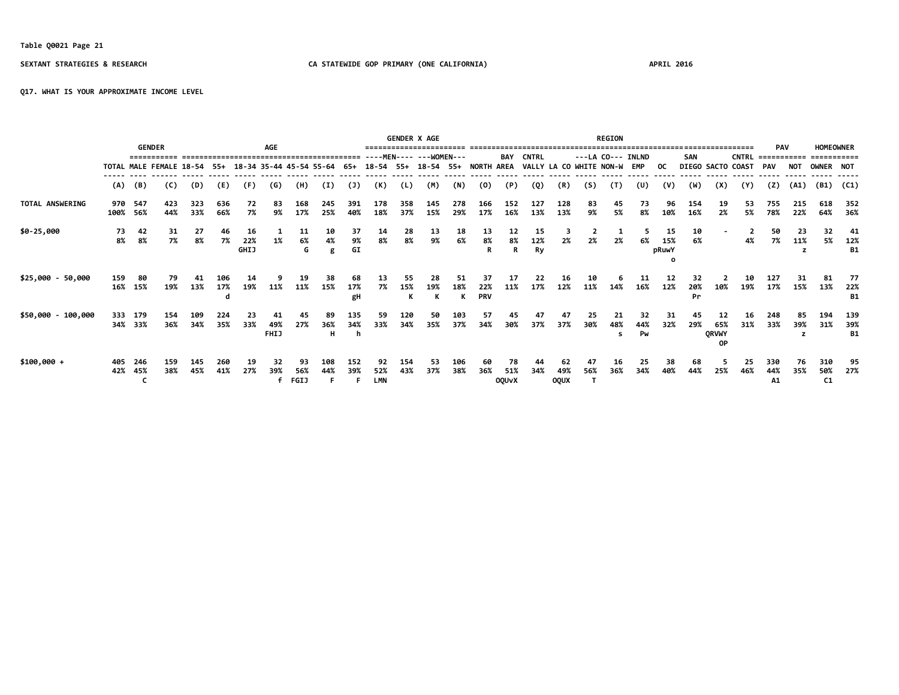Table Q0021 Page 21

SEXTANT STRATEGIES & RESEARCH — CA STATEWIDE GOP PRIMARY (ONE CALIFORNIA) — APRIL 2016

**Q17. WHAT IS YOUR APPROXIMATE INCOME LEVEL**

| | | GENDER | | AGE | | | | | | | GENDER X AGE | | | | REGION | | | | | | | | | | | PAV | | HOMEOWNER | |
|---|---|---|---|---|---|---|---|---|---|---|---|---|---|---|---|---|---|---|---|---|---|---|---|---|---|---|---|---|---|
| | | | | | | | | | | | MEN | | WOMEN | | | | | | LA CO | | | | | | | | | | |
| | TOTAL | MALE | FEMALE | 18-54 | 55+ | 18-34 | 35-44 | 45-54 | 55-64 | 65+ | 18-54 | 55+ | 18-54 | 55+ | NORTH | BAY AREA | CNTRL VALLY | LA CO | WHITE | NON-W | INLND EMP | OC | SAN DIEGO | SACTO | CNTRL COAST | PAV | NOT | OWNER | NOT |
| | (A) | (B) | (C) | (D) | (E) | (F) | (G) | (H) | (I) | (J) | (K) | (L) | (M) | (N) | (O) | (P) | (Q) | (R) | (S) | (T) | (U) | (V) | (W) | (X) | (Y) | (Z) | (A1) | (B1) | (C1) |
| TOTAL ANSWERING | 970<br>100% | 547<br>56% | 423<br>44% | 323<br>33% | 636<br>66% | 72<br>7% | 83<br>9% | 168<br>17% | 245<br>25% | 391<br>40% | 178<br>18% | 358<br>37% | 145<br>15% | 278<br>29% | 166<br>17% | 152<br>16% | 127<br>13% | 128<br>13% | 83<br>9% | 45<br>5% | 73<br>8% | 96<br>10% | 154<br>16% | 19<br>2% | 53<br>5% | 755<br>78% | 215<br>22% | 618<br>64% | 352<br>36% |
| $0-25,000 | 73<br>8% | 42<br>8% | 31<br>7% | 27<br>8% | 46<br>7% | 16<br>22%<br>GHIJ | 1<br>1% | 11<br>6%<br>G | 10<br>4%<br>g | 37<br>9%<br>GI | 14<br>8% | 28<br>8% | 13<br>9% | 18<br>6% | 13<br>8%<br>R | 12<br>8%<br>R | 15<br>12%<br>Ry | 3<br>2% | 2<br>2% | 1<br>2% | 5<br>6% | 15<br>15%<br>pRuwY<br>o | 10<br>6% | - | 2<br>4% | 50<br>7% | 23<br>11%<br>z | 32<br>5% | 41<br>12%<br>B1 |
| $25,000 - 50,000 | 159<br>16% | 80<br>15% | 79<br>19% | 41<br>13% | 106<br>17%<br>d | 14<br>19% | 9<br>11% | 19<br>11% | 38<br>15% | 68<br>17%<br>gH | 13<br>7% | 55<br>15%<br>K | 28<br>19%<br>K | 51<br>18%<br>K | 37<br>22%<br>PRV | 17<br>11% | 22<br>17% | 16<br>12% | 10<br>11% | 6<br>14% | 11<br>16% | 12<br>12% | 32<br>20%<br>Pr | 2<br>10% | 10<br>19% | 127<br>17% | 31<br>15% | 81<br>13% | 77<br>22%<br>B1 |
| $50,000 - 100,000 | 333<br>34% | 179<br>33% | 154<br>36% | 109<br>34% | 224<br>35% | 23<br>33% | 41<br>49%<br>FHIJ | 45<br>27% | 89<br>36%<br>H | 135<br>34%<br>h | 59<br>33% | 120<br>34% | 50<br>35% | 103<br>37% | 57<br>34% | 45<br>30% | 47<br>37% | 47<br>37% | 25<br>30% | 21<br>48%<br>s | 32<br>44%<br>Pw | 31<br>32% | 45<br>29% | 12<br>65%<br>QRVWY<br>OP | 16<br>31% | 248<br>33% | 85<br>39%<br>z | 194<br>31% | 139<br>39%<br>B1 |
| $100,000 + | 405<br>42% | 246<br>45%<br>C | 159<br>38% | 145<br>45% | 260<br>41% | 19<br>27% | 32<br>39%<br>f | 93<br>56%<br>FGIJ | 108<br>44%<br>F | 152<br>39%<br>F | 92<br>52%<br>LMN | 154<br>43% | 53<br>37% | 106<br>38% | 60<br>36% | 78<br>51%<br>OQUvX | 44<br>34% | 62<br>49%<br>OQUX | 47<br>56%<br>T | 16<br>36% | 25<br>34% | 38<br>40% | 68<br>44% | 5<br>25% | 25<br>46% | 330<br>44%<br>A1 | 76<br>35% | 310<br>50%<br>C1 | 95<br>27% |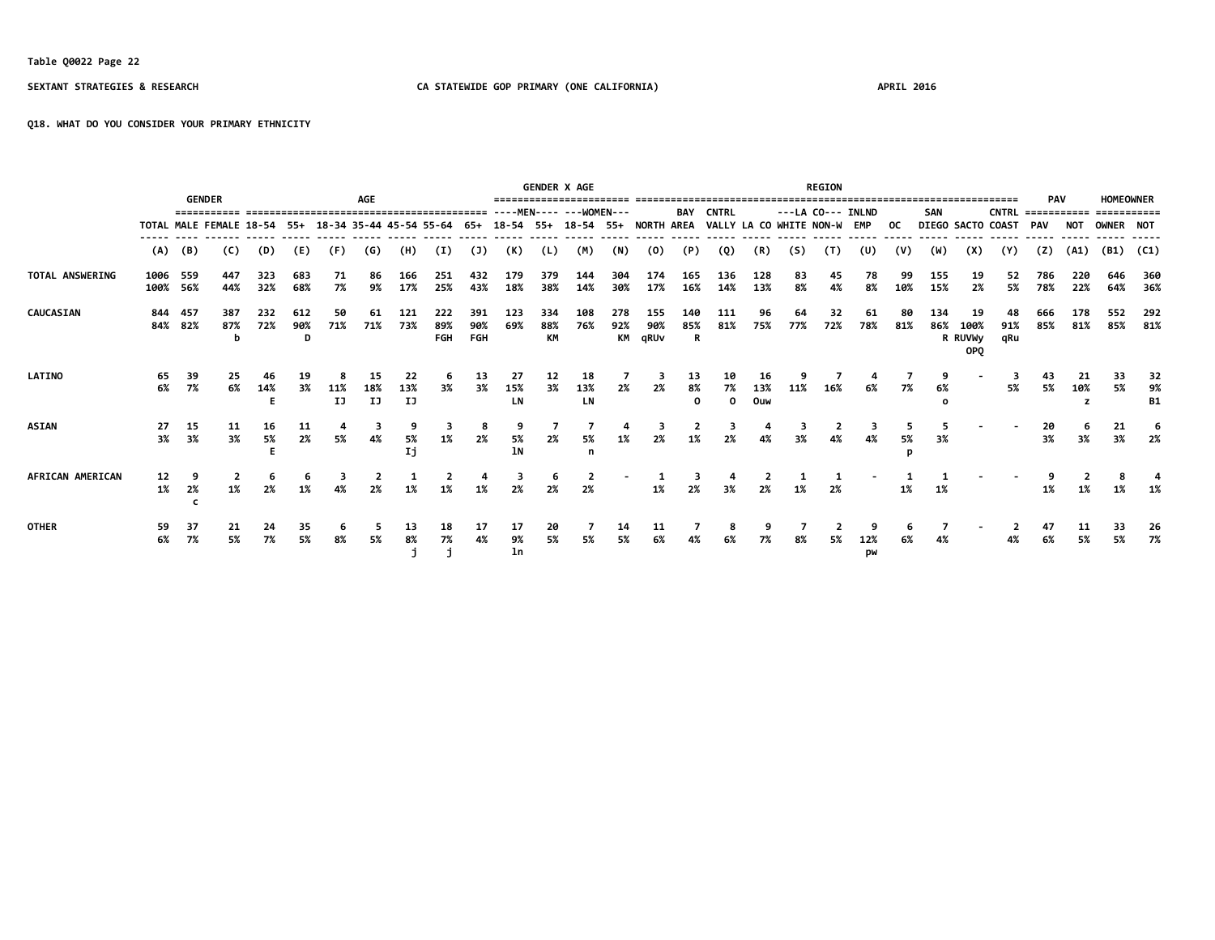Table Q0022 Page 22

SEXTANT STRATEGIES & RESEARCH — CA STATEWIDE GOP PRIMARY (ONE CALIFORNIA) — APRIL 2016

Q18. WHAT DO YOU CONSIDER YOUR PRIMARY ETHNICITY

| | TOTAL | GENDER: MALE | GENDER: FEMALE | 18-54 | 55+ | AGE: 18-34 | AGE: 35-44 | AGE: 45-54 | AGE: 55-64 | AGE: 65+ | GENDER X AGE: MEN 18-54 | MEN 55+ | WOMEN 18-54 | WOMEN 55+ | REGION: NORTH | BAY AREA | CNTRL VALLY | LA CO WHITE | LA CO NON-W | INLND EMP | OC | SAN DIEGO | SACTO | CNTRL COAST | PAV: PAV | PAV: NOT | HOMEOWNER: OWNER | HOMEOWNER: NOT |
|---|---|---|---|---|---|---|---|---|---|---|---|---|---|---|---|---|---|---|---|---|---|---|---|---|---|---|---|---|
| | (A) | (B) | (C) | (D) | (E) | (F) | (G) | (H) | (I) | (J) | (K) | (L) | (M) | (N) | (O) | (P) | (Q) | (R) | (S) | (T) | (U) | (V) | (W) | (X) | (Y) | (Z) | (A1) | (B1) | (C1) |
| TOTAL ANSWERING | 1006<br>100% | 559<br>56% | 447<br>44% | 323<br>32% | 683<br>68% | 71<br>7% | 86<br>9% | 166<br>17% | 251<br>25% | 432<br>43% | 179<br>18% | 379<br>38% | 144<br>14% | 304<br>30% | 174<br>17% | 165<br>16% | 136<br>14% | 128<br>13% | 83<br>8% | 45<br>4% | 78<br>8% | 99<br>10% | 155<br>15% | 19<br>2% | 52<br>5% | 786<br>78% | 220<br>22% | 646<br>64% | 360<br>36% |
| CAUCASIAN | 844<br>84% | 457<br>82% | 387<br>87%<br>b | 232<br>72% | 612<br>90%<br>D | 50<br>71% | 61<br>71% | 121<br>73% | 222<br>89%<br>FGH | 391<br>90%<br>FGH | 123<br>69% | 334<br>88%<br>KM | 108<br>76% | 278<br>92%<br>KM | 155<br>90%<br>qRUv | 140<br>85%<br>R | 111<br>81% | 96<br>75% | 64<br>77% | 32<br>72% | 61<br>78% | 80<br>81% | 134<br>86%<br>R | 19<br>100%<br>RUVWy OPQ | 48<br>91%<br>qRu | 666<br>85% | 178<br>81% | 552<br>85% | 292<br>81% |
| LATINO | 65<br>6% | 39<br>7% | 25<br>6% | 46<br>14%<br>E | 19<br>3% | 8<br>11%<br>IJ | 15<br>18%<br>IJ | 22<br>13%<br>IJ | 6<br>3% | 13<br>3% | 27<br>15%<br>LN | 12<br>3% | 18<br>13%<br>LN | 7<br>2% | 3<br>2% | 13<br>8%<br>O | 10<br>7%<br>O | 16<br>13%<br>Ouw | 9<br>11% | 7<br>16% | 4<br>6% | 7<br>7% | 9<br>6%<br>o | - | 3<br>5% | 43<br>5% | 21<br>10%<br>z | 33<br>5% | 32<br>9%<br>B1 |
| ASIAN | 27<br>3% | 15<br>3% | 11<br>3% | 16<br>5%<br>E | 11<br>2% | 4<br>5% | 3<br>4% | 9<br>5%<br>Ij | 3<br>1% | 8<br>2% | 9<br>5%<br>lN | 7<br>2% | 7<br>5%<br>n | 4<br>1% | 3<br>2% | 2<br>1% | 3<br>2% | 4<br>4% | 3<br>3% | 2<br>4% | 3<br>4% | 5<br>5%<br>p | 5<br>3% | - | - | 20<br>3% | 6<br>3% | 21<br>3% | 6<br>2% |
| AFRICAN AMERICAN | 12<br>1% | 9<br>2%<br>c | 2<br>1% | 6<br>2% | 6<br>1% | 3<br>4% | 2<br>2% | 1<br>1% | 2<br>1% | 4<br>1% | 3<br>2% | 6<br>2% | 2<br>2% | - | 1<br>1% | 3<br>2% | 4<br>3% | 2<br>2% | 1<br>1% | 1<br>2% | - | 1<br>1% | 1<br>1% | - | - | 9<br>1% | 2<br>1% | 8<br>1% | 4<br>1% |
| OTHER | 59<br>6% | 37<br>7% | 21<br>5% | 24<br>7% | 35<br>5% | 6<br>8% | 5<br>5% | 13<br>8%<br>j | 18<br>7%<br>j | 17<br>4% | 17<br>9%<br>ln | 20<br>5% | 7<br>5% | 14<br>5% | 11<br>6% | 7<br>4% | 8<br>6% | 9<br>7% | 7<br>8% | 2<br>5% | 9<br>12%<br>pw | 6<br>6% | 7<br>4% | - | 2<br>4% | 47<br>6% | 11<br>5% | 33<br>5% | 26<br>7% |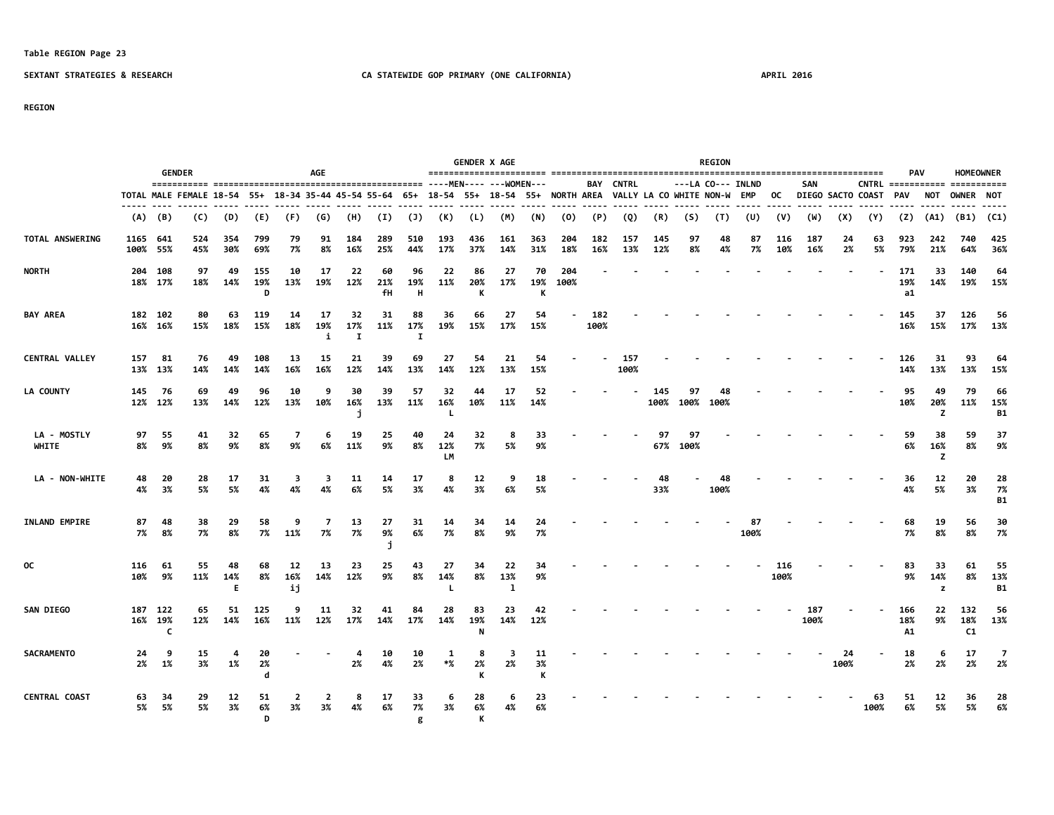## REGION

| | GENDER | | | AGE | | | | | | | GENDER X AGE | | | | REGION | | | | | | | | | | | PAV | | HOMEOWNER | |
|---|---|---|---|---|---|---|---|---|---|---|---|---|---|---|---|---|---|---|---|---|---|---|---|---|---|---|---|---|---|
| | | | | | | | | | | | ----MEN---- | | ---WOMEN--- | | | | | ---LA CO--- | | | | | | | | | | | |
| | TOTAL | MALE | FEMALE | 18-54 | 55+ | 18-34 | 35-44 | 45-54 | 55-64 | 65+ | 18-54 | 55+ | 18-54 | 55+ | NORTH | BAY AREA | CNTRL VALLY | LA CO | WHITE | NON-W | INLND EMP | OC | SAN DIEGO | SACTO | CNTRL COAST | PAV | NOT | OWNER | NOT |
| | (A) | (B) | (C) | (D) | (E) | (F) | (G) | (H) | (I) | (J) | (K) | (L) | (M) | (N) | (O) | (P) | (Q) | (R) | (S) | (T) | (U) | (V) | (W) | (X) | (Y) | (Z) | (A1) | (B1) | (C1) |
| TOTAL ANSWERING | 1165 | 641 | 524 | 354 | 799 | 79 | 91 | 184 | 289 | 510 | 193 | 436 | 161 | 363 | 204 | 182 | 157 | 145 | 97 | 48 | 87 | 116 | 187 | 24 | 63 | 923 | 242 | 740 | 425 |
| | 100% | 55% | 45% | 30% | 69% | 7% | 8% | 16% | 25% | 44% | 17% | 37% | 14% | 31% | 18% | 16% | 13% | 12% | 8% | 4% | 7% | 10% | 16% | 2% | 5% | 79% | 21% | 64% | 36% |
| NORTH | 204 | 108 | 97 | 49 | 155 | 10 | 17 | 22 | 60 | 96 | 22 | 86 | 27 | 70 | 204 | - | - | - | - | - | - | - | - | - | - | 171 | 33 | 140 | 64 |
| | 18% | 17% | 18% | 14% | 19% | 13% | 19% | 12% | 21% | 19% | 11% | 20% | 17% | 19% | 100% | | | | | | | | | | | 19% | 14% | 19% | 15% |
| | | | | | D | | | | fH | H | | K | | K | | | | | | | | | | | | a1 | | | |
| BAY AREA | 182 | 102 | 80 | 63 | 119 | 14 | 17 | 32 | 31 | 88 | 36 | 66 | 27 | 54 | - | 182 | - | - | - | - | - | - | - | - | - | 145 | 37 | 126 | 56 |
| | 16% | 16% | 15% | 18% | 15% | 18% | 19% | 17% | 11% | 17% | 19% | 15% | 17% | 15% | | 100% | | | | | | | | | | 16% | 15% | 17% | 13% |
| | | | | | | | i | I | | I | | | | | | | | | | | | | | | | | | | |
| CENTRAL VALLEY | 157 | 81 | 76 | 49 | 108 | 13 | 15 | 21 | 39 | 69 | 27 | 54 | 21 | 54 | - | - | 157 | - | - | - | - | - | - | - | - | 126 | 31 | 93 | 64 |
| | 13% | 13% | 14% | 14% | 14% | 16% | 16% | 12% | 14% | 13% | 14% | 12% | 13% | 15% | | | 100% | | | | | | | | | 14% | 13% | 13% | 15% |
| LA COUNTY | 145 | 76 | 69 | 49 | 96 | 10 | 9 | 30 | 39 | 57 | 32 | 44 | 17 | 52 | - | - | - | 145 | 97 | 48 | - | - | - | - | - | 95 | 49 | 79 | 66 |
| | 12% | 12% | 13% | 14% | 12% | 13% | 10% | 16% | 13% | 11% | 16% | 10% | 11% | 14% | | | | 100% | 100% | 100% | | | | | | 10% | 20% | 11% | 15% |
| | | | | | | | | j | | | L | | | | | | | | | | | | | | | | Z | | B1 |
| LA - MOSTLY WHITE | 97 | 55 | 41 | 32 | 65 | 7 | 6 | 19 | 25 | 40 | 24 | 32 | 8 | 33 | - | - | - | 97 | 97 | - | - | - | - | - | - | 59 | 38 | 59 | 37 |
| | 8% | 9% | 8% | 9% | 8% | 9% | 6% | 11% | 9% | 8% | 12% | 7% | 5% | 9% | | | | 67% | 100% | | | | | | | 6% | 16% | 8% | 9% |
| | | | | | | | | | | | LM | | | | | | | | | | | | | | | | Z | | |
| LA - NON-WHITE | 48 | 20 | 28 | 17 | 31 | 3 | 3 | 11 | 14 | 17 | 8 | 12 | 9 | 18 | - | - | - | 48 | - | 48 | - | - | - | - | - | 36 | 12 | 20 | 28 |
| | 4% | 3% | 5% | 5% | 4% | 4% | 4% | 6% | 5% | 3% | 4% | 3% | 6% | 5% | | | | 33% | | 100% | | | | | | 4% | 5% | 3% | 7% |
| | | | | | | | | | | | | | | | | | | | | | | | | | | | | | B1 |
| INLAND EMPIRE | 87 | 48 | 38 | 29 | 58 | 9 | 7 | 13 | 27 | 31 | 14 | 34 | 14 | 24 | - | - | - | - | - | - | 87 | - | - | - | - | 68 | 19 | 56 | 30 |
| | 7% | 8% | 7% | 8% | 7% | 11% | 7% | 7% | 9% | 6% | 7% | 8% | 9% | 7% | | | | | | | 100% | | | | | 7% | 8% | 8% | 7% |
| | | | | | | | | | j | | | | | | | | | | | | | | | | | | | | |
| OC | 116 | 61 | 55 | 48 | 68 | 12 | 13 | 23 | 25 | 43 | 27 | 34 | 22 | 34 | - | - | - | - | - | - | - | 116 | - | - | - | 83 | 33 | 61 | 55 |
| | 10% | 9% | 11% | 14% | 8% | 16% | 14% | 12% | 9% | 8% | 14% | 8% | 13% | 9% | | | | | | | | 100% | | | | 9% | 14% | 8% | 13% |
| | | | | E | | ij | | | | | L | | l | | | | | | | | | | | | | | z | | B1 |
| SAN DIEGO | 187 | 122 | 65 | 51 | 125 | 9 | 11 | 32 | 41 | 84 | 28 | 83 | 23 | 42 | - | - | - | - | - | - | - | - | 187 | - | - | 166 | 22 | 132 | 56 |
| | 16% | 19% | 12% | 14% | 16% | 11% | 12% | 17% | 14% | 17% | 14% | 19% | 14% | 12% | | | | | | | | | 100% | | | 18% | 9% | 18% | 13% |
| | | C | | | | | | | | | | N | | | | | | | | | | | | | | A1 | | C1 | |
| SACRAMENTO | 24 | 9 | 15 | 4 | 20 | - | - | 4 | 10 | 10 | 1 | 8 | 3 | 11 | - | - | - | - | - | - | - | - | - | 24 | - | 18 | 6 | 17 | 7 |
| | 2% | 1% | 3% | 1% | 2% | | | 2% | 4% | 2% | *% | 2% | 2% | 3% | | | | | | | | | | 100% | | 2% | 2% | 2% | 2% |
| | | | | | d | | | | | | | K | | K | | | | | | | | | | | | | | | |
| CENTRAL COAST | 63 | 34 | 29 | 12 | 51 | 2 | 2 | 8 | 17 | 33 | 6 | 28 | 6 | 23 | - | - | - | - | - | - | - | - | - | - | 63 | 51 | 12 | 36 | 28 |
| | 5% | 5% | 5% | 3% | 6% | 3% | 3% | 4% | 6% | 7% | 3% | 6% | 4% | 6% | | | | | | | | | | | 100% | 6% | 5% | 5% | 6% |
| | | | | | D | | | | | g | | K | | | | | | | | | | | | | | | | | |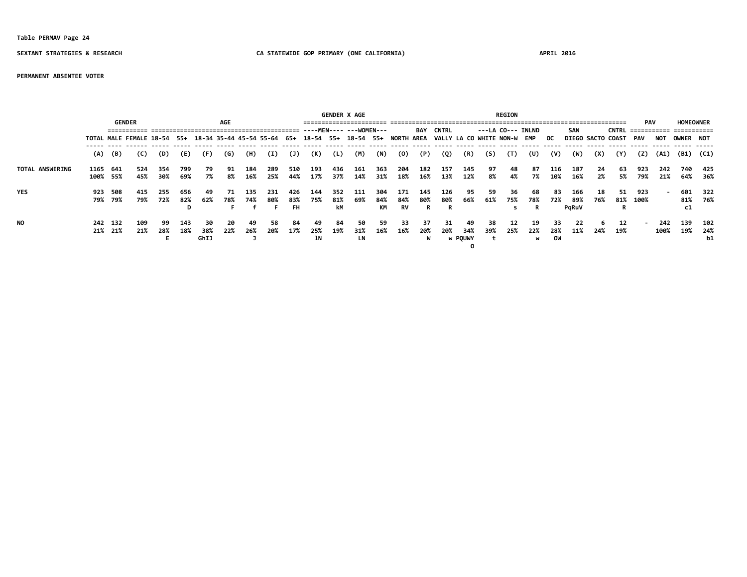**PERMANENT ABSENTEE VOTER**

| | TOTAL | GENDER | | AGE | | | | | | | | GENDER X AGE | | | | REGION | | | | | | | | | | | PAV | | HOMEOWNER | |
|---|---|---|---|---|---|---|---|---|---|---|---|---|---|---|---|---|---|---|---|---|---|---|---|---|---|---|---|---|---|---|
| | | | | | | | | | | | | ----MEN---- | | ---WOMEN--- | | | | | | ---LA CO--- | | | | | | | | | | |
| | TOTAL | MALE | FEMALE | 18-54 | 55+ | 18-34 | 35-44 | 45-54 | 55-64 | 65+ | 18-54 | 55+ | 18-54 | 55+ | NORTH | BAY AREA | CNTRL VALLY | LA CO | WHITE | NON-W | INLND EMP | OC | SAN DIEGO | SACTO | CNTRL COAST | PAV | NOT | OWNER | NOT |
| | (A) | (B) | (C) | (D) | (E) | (F) | (G) | (H) | (I) | (J) | (K) | (L) | (M) | (N) | (O) | (P) | (Q) | (R) | (S) | (T) | (U) | (V) | (W) | (X) | (Y) | (Z) | (A1) | (B1) | (C1) |
| TOTAL ANSWERING | 1165 | 641 | 524 | 354 | 799 | 79 | 91 | 184 | 289 | 510 | 193 | 436 | 161 | 363 | 204 | 182 | 157 | 145 | 97 | 48 | 87 | 116 | 187 | 24 | 63 | 923 | 242 | 740 | 425 |
| | 100% | 55% | 45% | 30% | 69% | 7% | 8% | 16% | 25% | 44% | 17% | 37% | 14% | 31% | 18% | 16% | 13% | 12% | 8% | 4% | 7% | 10% | 16% | 2% | 5% | 79% | 21% | 64% | 36% |
| YES | 923 | 508 | 415 | 255 | 656 | 49 | 71 | 135 | 231 | 426 | 144 | 352 | 111 | 304 | 171 | 145 | 126 | 95 | 59 | 36 | 68 | 83 | 166 | 18 | 51 | 923 | - | 601 | 322 |
| | 79% | 79% | 79% | 72% | 82% | 62% | 78% | 74% | 80% | 83% | 75% | 81% | 69% | 84% | 84% | 80% | 80% | 66% | 61% | 75% | 78% | 72% | 89% | 76% | 81% | 100% | | 81% | 76% |
| | | | | | D | | F | f | F | FH | | kM | | KM | RV | R | R | | | s | R | | PqRuV | | R | | | c1 | |
| NO | 242 | 132 | 109 | 99 | 143 | 30 | 20 | 49 | 58 | 84 | 49 | 84 | 50 | 59 | 33 | 37 | 31 | 49 | 38 | 12 | 19 | 33 | 22 | 6 | 12 | - | 242 | 139 | 102 |
| | 21% | 21% | 21% | 28% | 18% | 38% | 22% | 26% | 20% | 17% | 25% | 19% | 31% | 16% | 16% | 20% | 20% | 34% | 39% | 25% | 22% | 28% | 11% | 24% | 19% | | 100% | 19% | 24% |
| | | | | E | | GhIJ | | J | | | lN | | LN | | | W | w | PQUWY O | t | | w | OW | | | | | | | b1 |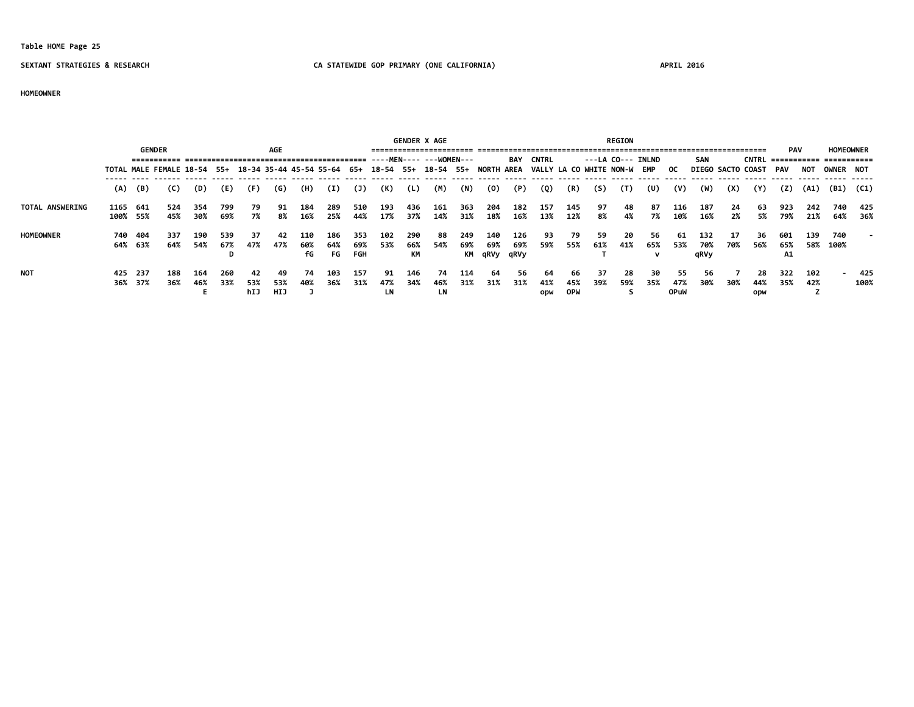Table HOME Page 25

SEXTANT STRATEGIES & RESEARCH CA STATEWIDE GOP PRIMARY (ONE CALIFORNIA) APRIL 2016

HOMEOWNER

| | | GENDER | | AGE | | | | | | | | GENDER X AGE | | | | REGION | | | | | | | | | | | | PAV | | HOMEOWNER | |
|---|---|---|---|---|---|---|---|---|---|---|---|---|---|---|---|---|---|---|---|---|---|---|---|---|---|---|---|---|---|---|---|
| | | | | | | | | | | | | ----MEN---- | | ---WOMEN--- | | | | | | | | | | | | | | | | | |
| | TOTAL | MALE | FEMALE | 18-54 | 55+ | 18-34 | 35-44 | 45-54 | 55-64 | 65+ | 18-54 | 55+ | 18-54 | 55+ | NORTH | BAY AREA | CNTRL VALLY | LA CO | ---LA CO--- WHITE | NON-W | INLND EMP | OC | SAN DIEGO | SACTO | CNTRL COAST | PAV | NOT | OWNER | NOT |
| | (A) | (B) | (C) | (D) | (E) | (F) | (G) | (H) | (I) | (J) | (K) | (L) | (M) | (N) | (O) | (P) | (Q) | (R) | (S) | (T) | (U) | (V) | (W) | (X) | (Y) | (Z) | (A1) | (B1) | (C1) |
| TOTAL ANSWERING | 1165 | 641 | 524 | 354 | 799 | 79 | 91 | 184 | 289 | 510 | 193 | 436 | 161 | 363 | 204 | 182 | 157 | 145 | 97 | 48 | 87 | 116 | 187 | 24 | 63 | 923 | 242 | 740 | 425 |
| | 100% | 55% | 45% | 30% | 69% | 7% | 8% | 16% | 25% | 44% | 17% | 37% | 14% | 31% | 18% | 16% | 13% | 12% | 8% | 4% | 7% | 10% | 16% | 2% | 5% | 79% | 21% | 64% | 36% |
| HOMEOWNER | 740 | 404 | 337 | 190 | 539 | 37 | 42 | 110 | 186 | 353 | 102 | 290 | 88 | 249 | 140 | 126 | 93 | 79 | 59 | 20 | 56 | 61 | 132 | 17 | 36 | 601 | 139 | 740 | - |
| | 64% | 63% | 64% | 54% | 67% | 47% | 47% | 60% | 64% | 69% | 53% | 66% | 54% | 69% | 69% | 69% | 59% | 55% | 61% | 41% | 65% | 53% | 70% | 70% | 56% | 65% | 58% | 100% | |
| | | | | | D | | | fG | FG | FGH | | KM | | KM | qRVy | qRVy | | | T | | v | | qRVy | | | A1 | | | |
| NOT | 425 | 237 | 188 | 164 | 260 | 42 | 49 | 74 | 103 | 157 | 91 | 146 | 74 | 114 | 64 | 56 | 64 | 66 | 37 | 28 | 30 | 55 | 56 | 7 | 28 | 322 | 102 | - | 425 |
| | 36% | 37% | 36% | 46% | 33% | 53% | 53% | 40% | 36% | 31% | 47% | 34% | 46% | 31% | 31% | 31% | 41% | 45% | 39% | 59% | 35% | 47% | 30% | 30% | 44% | 35% | 42% | | 100% |
| | | | | E | | hIJ | HIJ | J | | | LN | | LN | | | | opw | OPW | | S | | OPuW | | | opw | | Z | | |